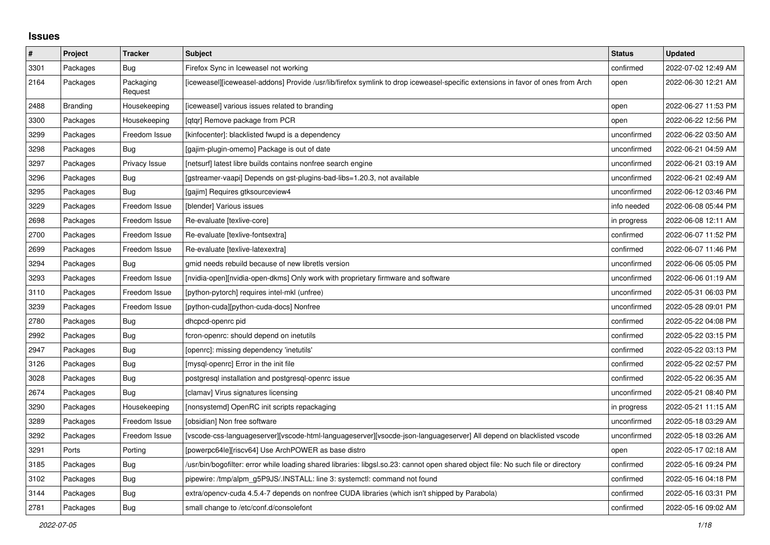# Issues

| # | Project | Tracker | Subject | Status | Updated |
|---|---|---|---|---|---|
| 3301 | Packages | Bug | Firefox Sync in Iceweasel not working | confirmed | 2022-07-02 12:49 AM |
| 2164 | Packages | Packaging Request | [iceweasel][iceweasel-addons] Provide /usr/lib/firefox symlink to drop iceweasel-specific extensions in favor of ones from Arch | open | 2022-06-30 12:21 AM |
| 2488 | Branding | Housekeeping | [iceweasel] various issues related to branding | open | 2022-06-27 11:53 PM |
| 3300 | Packages | Housekeeping | [qtqr] Remove package from PCR | open | 2022-06-22 12:56 PM |
| 3299 | Packages | Freedom Issue | [kinfocenter]: blacklisted fwupd is a dependency | unconfirmed | 2022-06-22 03:50 AM |
| 3298 | Packages | Bug | [gajim-plugin-omemo] Package is out of date | unconfirmed | 2022-06-21 04:59 AM |
| 3297 | Packages | Privacy Issue | [netsurf] latest libre builds contains nonfree search engine | unconfirmed | 2022-06-21 03:19 AM |
| 3296 | Packages | Bug | [gstreamer-vaapi] Depends on gst-plugins-bad-libs=1.20.3, not available | unconfirmed | 2022-06-21 02:49 AM |
| 3295 | Packages | Bug | [gajim] Requires gtksourceview4 | unconfirmed | 2022-06-12 03:46 PM |
| 3229 | Packages | Freedom Issue | [blender] Various issues | info needed | 2022-06-08 05:44 PM |
| 2698 | Packages | Freedom Issue | Re-evaluate [texlive-core] | in progress | 2022-06-08 12:11 AM |
| 2700 | Packages | Freedom Issue | Re-evaluate [texlive-fontsextra] | confirmed | 2022-06-07 11:52 PM |
| 2699 | Packages | Freedom Issue | Re-evaluate [texlive-latexextra] | confirmed | 2022-06-07 11:46 PM |
| 3294 | Packages | Bug | gmid needs rebuild because of new libretls version | unconfirmed | 2022-06-06 05:05 PM |
| 3293 | Packages | Freedom Issue | [nvidia-open][nvidia-open-dkms] Only work with proprietary firmware and software | unconfirmed | 2022-06-06 01:19 AM |
| 3110 | Packages | Freedom Issue | [python-pytorch] requires intel-mkl (unfree) | unconfirmed | 2022-05-31 06:03 PM |
| 3239 | Packages | Freedom Issue | [python-cuda][python-cuda-docs] Nonfree | unconfirmed | 2022-05-28 09:01 PM |
| 2780 | Packages | Bug | dhcpcd-openrc pid | confirmed | 2022-05-22 04:08 PM |
| 2992 | Packages | Bug | fcron-openrc: should depend on inetutils | confirmed | 2022-05-22 03:15 PM |
| 2947 | Packages | Bug | [openrc]: missing dependency 'inetutils' | confirmed | 2022-05-22 03:13 PM |
| 3126 | Packages | Bug | [mysql-openrc] Error in the init file | confirmed | 2022-05-22 02:57 PM |
| 3028 | Packages | Bug | postgresql installation and postgresql-openrc issue | confirmed | 2022-05-22 06:35 AM |
| 2674 | Packages | Bug | [clamav] Virus signatures licensing | unconfirmed | 2022-05-21 08:40 PM |
| 3290 | Packages | Housekeeping | [nonsystemd] OpenRC init scripts repackaging | in progress | 2022-05-21 11:15 AM |
| 3289 | Packages | Freedom Issue | [obsidian] Non free software | unconfirmed | 2022-05-18 03:29 AM |
| 3292 | Packages | Freedom Issue | [vscode-css-languageserver][vscode-html-languageserver][vsocde-json-languageserver] All depend on blacklisted vscode | unconfirmed | 2022-05-18 03:26 AM |
| 3291 | Ports | Porting | [powerpc64le][riscv64] Use ArchPOWER as base distro | open | 2022-05-17 02:18 AM |
| 3185 | Packages | Bug | /usr/bin/bogofilter: error while loading shared libraries: libgsl.so.23: cannot open shared object file: No such file or directory | confirmed | 2022-05-16 09:24 PM |
| 3102 | Packages | Bug | pipewire: /tmp/alpm_g5P9JS/.INSTALL: line 3: systemctl: command not found | confirmed | 2022-05-16 04:18 PM |
| 3144 | Packages | Bug | extra/opencv-cuda 4.5.4-7 depends on nonfree CUDA libraries (which isn't shipped by Parabola) | confirmed | 2022-05-16 03:31 PM |
| 2781 | Packages | Bug | small change to /etc/conf.d/consolefont | confirmed | 2022-05-16 09:02 AM |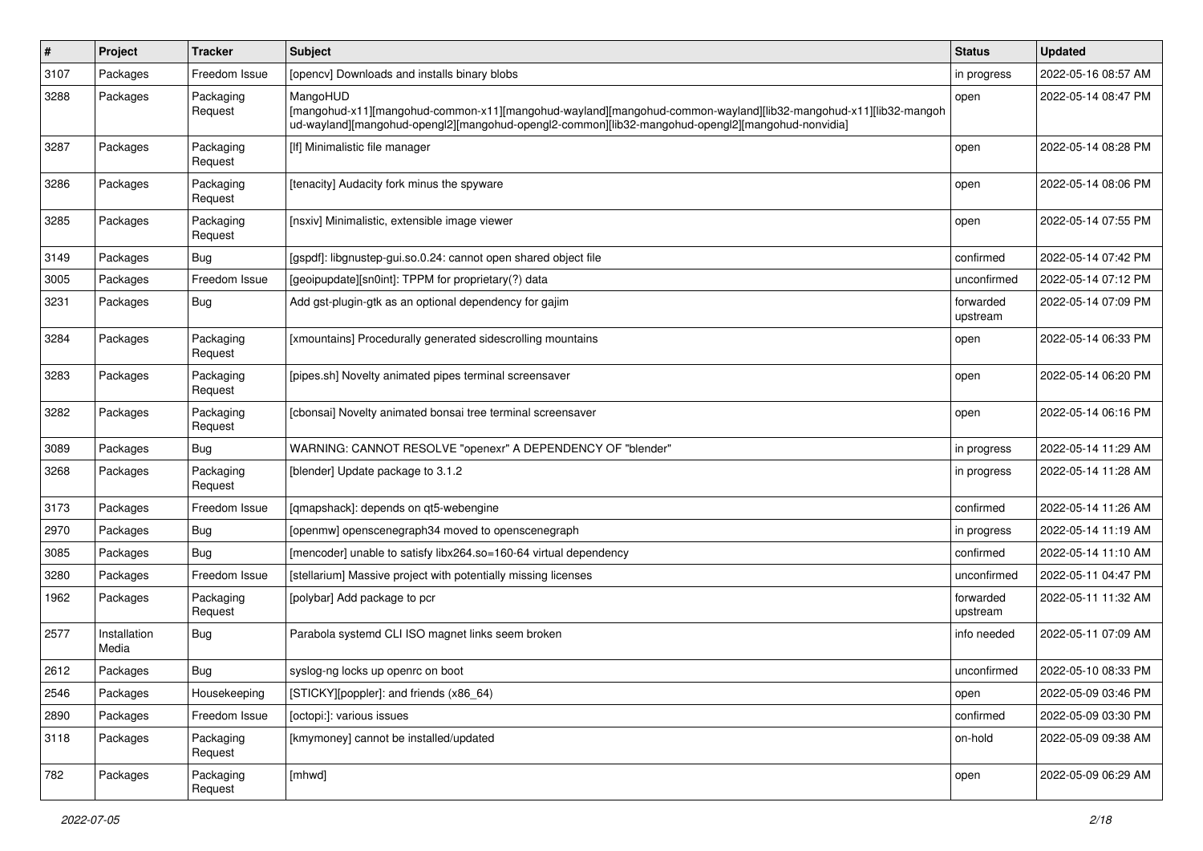| # | Project | Tracker | Subject | Status | Updated |
|---|---|---|---|---|---|
| 3107 | Packages | Freedom Issue | [opencv] Downloads and installs binary blobs | in progress | 2022-05-16 08:57 AM |
| 3288 | Packages | Packaging Request | MangoHUD [mangohud-x11][mangohud-common-x11][mangohud-wayland][mangohud-common-wayland][lib32-mangohud-x11][lib32-mangohud-wayland][mangohud-opengl2][mangohud-opengl2-common][lib32-mangohud-opengl2][mangohud-nonvidia] | open | 2022-05-14 08:47 PM |
| 3287 | Packages | Packaging Request | [lf] Minimalistic file manager | open | 2022-05-14 08:28 PM |
| 3286 | Packages | Packaging Request | [tenacity] Audacity fork minus the spyware | open | 2022-05-14 08:06 PM |
| 3285 | Packages | Packaging Request | [nsxiv] Minimalistic, extensible image viewer | open | 2022-05-14 07:55 PM |
| 3149 | Packages | Bug | [gspdf]: libgnustep-gui.so.0.24: cannot open shared object file | confirmed | 2022-05-14 07:42 PM |
| 3005 | Packages | Freedom Issue | [geoipupdate][sn0int]: TPPM for proprietary(?) data | unconfirmed | 2022-05-14 07:12 PM |
| 3231 | Packages | Bug | Add gst-plugin-gtk as an optional dependency for gajim | forwarded upstream | 2022-05-14 07:09 PM |
| 3284 | Packages | Packaging Request | [xmountains] Procedurally generated sidescrolling mountains | open | 2022-05-14 06:33 PM |
| 3283 | Packages | Packaging Request | [pipes.sh] Novelty animated pipes terminal screensaver | open | 2022-05-14 06:20 PM |
| 3282 | Packages | Packaging Request | [cbonsai] Novelty animated bonsai tree terminal screensaver | open | 2022-05-14 06:16 PM |
| 3089 | Packages | Bug | WARNING: CANNOT RESOLVE "openexr" A DEPENDENCY OF "blender" | in progress | 2022-05-14 11:29 AM |
| 3268 | Packages | Packaging Request | [blender] Update package to 3.1.2 | in progress | 2022-05-14 11:28 AM |
| 3173 | Packages | Freedom Issue | [qmapshack]: depends on qt5-webengine | confirmed | 2022-05-14 11:26 AM |
| 2970 | Packages | Bug | [openmw] openscenegraph34 moved to openscenegraph | in progress | 2022-05-14 11:19 AM |
| 3085 | Packages | Bug | [mencoder] unable to satisfy libx264.so=160-64 virtual dependency | confirmed | 2022-05-14 11:10 AM |
| 3280 | Packages | Freedom Issue | [stellarium] Massive project with potentially missing licenses | unconfirmed | 2022-05-11 04:47 PM |
| 1962 | Packages | Packaging Request | [polybar] Add package to pcr | forwarded upstream | 2022-05-11 11:32 AM |
| 2577 | Installation Media | Bug | Parabola systemd CLI ISO magnet links seem broken | info needed | 2022-05-11 07:09 AM |
| 2612 | Packages | Bug | syslog-ng locks up openrc on boot | unconfirmed | 2022-05-10 08:33 PM |
| 2546 | Packages | Housekeeping | [STICKY][poppler]: and friends (x86_64) | open | 2022-05-09 03:46 PM |
| 2890 | Packages | Freedom Issue | [octopi:]: various issues | confirmed | 2022-05-09 03:30 PM |
| 3118 | Packages | Packaging Request | [kmymoney] cannot be installed/updated | on-hold | 2022-05-09 09:38 AM |
| 782 | Packages | Packaging Request | [mhwd] | open | 2022-05-09 06:29 AM |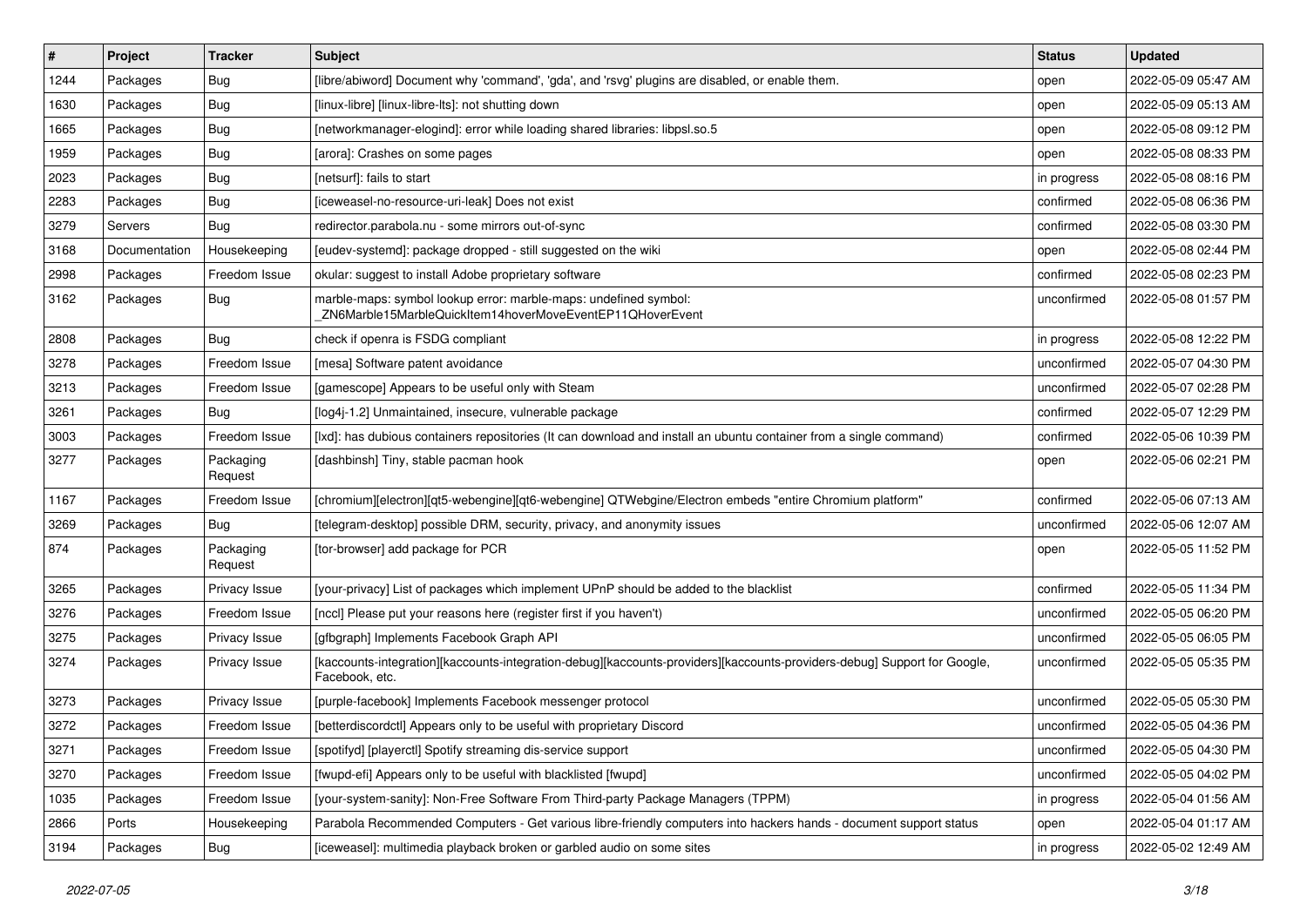| # | Project | Tracker | Subject | Status | Updated |
|---|---|---|---|---|---|
| 1244 | Packages | Bug | [libre/abiword] Document why 'command', 'gda', and 'rsvg' plugins are disabled, or enable them. | open | 2022-05-09 05:47 AM |
| 1630 | Packages | Bug | [linux-libre] [linux-libre-lts]: not shutting down | open | 2022-05-09 05:13 AM |
| 1665 | Packages | Bug | [networkmanager-elogind]: error while loading shared libraries: libpsl.so.5 | open | 2022-05-08 09:12 PM |
| 1959 | Packages | Bug | [arora]: Crashes on some pages | open | 2022-05-08 08:33 PM |
| 2023 | Packages | Bug | [netsurf]: fails to start | in progress | 2022-05-08 08:16 PM |
| 2283 | Packages | Bug | [iceweasel-no-resource-uri-leak] Does not exist | confirmed | 2022-05-08 06:36 PM |
| 3279 | Servers | Bug | redirector.parabola.nu - some mirrors out-of-sync | confirmed | 2022-05-08 03:30 PM |
| 3168 | Documentation | Housekeeping | [eudev-systemd]: package dropped - still suggested on the wiki | open | 2022-05-08 02:44 PM |
| 2998 | Packages | Freedom Issue | okular: suggest to install Adobe proprietary software | confirmed | 2022-05-08 02:23 PM |
| 3162 | Packages | Bug | marble-maps: symbol lookup error: marble-maps: undefined symbol: _ZN6Marble15MarbleQuickItem14hoverMoveEventEP11QHoverEvent | unconfirmed | 2022-05-08 01:57 PM |
| 2808 | Packages | Bug | check if openra is FSDG compliant | in progress | 2022-05-08 12:22 PM |
| 3278 | Packages | Freedom Issue | [mesa] Software patent avoidance | unconfirmed | 2022-05-07 04:30 PM |
| 3213 | Packages | Freedom Issue | [gamescope] Appears to be useful only with Steam | unconfirmed | 2022-05-07 02:28 PM |
| 3261 | Packages | Bug | [log4j-1.2] Unmaintained, insecure, vulnerable package | confirmed | 2022-05-07 12:29 PM |
| 3003 | Packages | Freedom Issue | [lxd]: has dubious containers repositories (It can download and install an ubuntu container from a single command) | confirmed | 2022-05-06 10:39 PM |
| 3277 | Packages | Packaging Request | [dashbinsh] Tiny, stable pacman hook | open | 2022-05-06 02:21 PM |
| 1167 | Packages | Freedom Issue | [chromium][electron][qt5-webengine][qt6-webengine] QTWebgine/Electron embeds "entire Chromium platform" | confirmed | 2022-05-06 07:13 AM |
| 3269 | Packages | Bug | [telegram-desktop] possible DRM, security, privacy, and anonymity issues | unconfirmed | 2022-05-06 12:07 AM |
| 874 | Packages | Packaging Request | [tor-browser] add package for PCR | open | 2022-05-05 11:52 PM |
| 3265 | Packages | Privacy Issue | [your-privacy] List of packages which implement UPnP should be added to the blacklist | confirmed | 2022-05-05 11:34 PM |
| 3276 | Packages | Freedom Issue | [nccl] Please put your reasons here (register first if you haven't) | unconfirmed | 2022-05-05 06:20 PM |
| 3275 | Packages | Privacy Issue | [gfbgraph] Implements Facebook Graph API | unconfirmed | 2022-05-05 06:05 PM |
| 3274 | Packages | Privacy Issue | [kaccounts-integration][kaccounts-integration-debug][kaccounts-providers][kaccounts-providers-debug] Support for Google, Facebook, etc. | unconfirmed | 2022-05-05 05:35 PM |
| 3273 | Packages | Privacy Issue | [purple-facebook] Implements Facebook messenger protocol | unconfirmed | 2022-05-05 05:30 PM |
| 3272 | Packages | Freedom Issue | [betterdiscordctl] Appears only to be useful with proprietary Discord | unconfirmed | 2022-05-05 04:36 PM |
| 3271 | Packages | Freedom Issue | [spotifyd] [playerctl] Spotify streaming dis-service support | unconfirmed | 2022-05-05 04:30 PM |
| 3270 | Packages | Freedom Issue | [fwupd-efi] Appears only to be useful with blacklisted [fwupd] | unconfirmed | 2022-05-05 04:02 PM |
| 1035 | Packages | Freedom Issue | [your-system-sanity]: Non-Free Software From Third-party Package Managers (TPPM) | in progress | 2022-05-04 01:56 AM |
| 2866 | Ports | Housekeeping | Parabola Recommended Computers - Get various libre-friendly computers into hackers hands - document support status | open | 2022-05-04 01:17 AM |
| 3194 | Packages | Bug | [iceweasel]: multimedia playback broken or garbled audio on some sites | in progress | 2022-05-02 12:49 AM |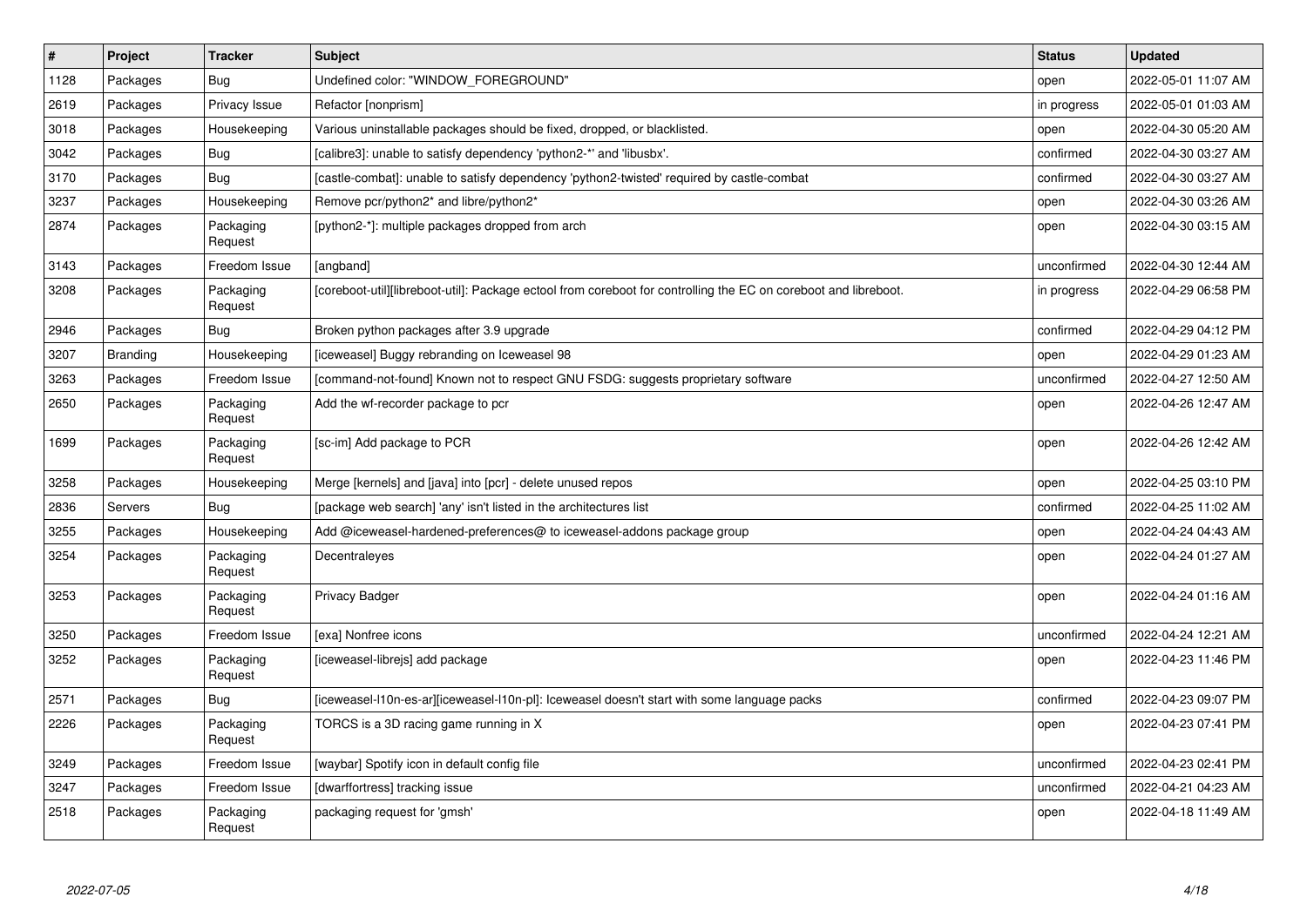| # | Project | Tracker | Subject | Status | Updated |
|---|---|---|---|---|---|
| 1128 | Packages | Bug | Undefined color: "WINDOW_FOREGROUND" | open | 2022-05-01 11:07 AM |
| 2619 | Packages | Privacy Issue | Refactor [nonprism] | in progress | 2022-05-01 01:03 AM |
| 3018 | Packages | Housekeeping | Various uninstallable packages should be fixed, dropped, or blacklisted. | open | 2022-04-30 05:20 AM |
| 3042 | Packages | Bug | [calibre3]: unable to satisfy dependency 'python2-*' and 'libusbx'. | confirmed | 2022-04-30 03:27 AM |
| 3170 | Packages | Bug | [castle-combat]: unable to satisfy dependency 'python2-twisted' required by castle-combat | confirmed | 2022-04-30 03:27 AM |
| 3237 | Packages | Housekeeping | Remove pcr/python2* and libre/python2* | open | 2022-04-30 03:26 AM |
| 2874 | Packages | Packaging Request | [python2-*]: multiple packages dropped from arch | open | 2022-04-30 03:15 AM |
| 3143 | Packages | Freedom Issue | [angband] | unconfirmed | 2022-04-30 12:44 AM |
| 3208 | Packages | Packaging Request | [coreboot-util][libreboot-util]: Package ectool from coreboot for controlling the EC on coreboot and libreboot. | in progress | 2022-04-29 06:58 PM |
| 2946 | Packages | Bug | Broken python packages after 3.9 upgrade | confirmed | 2022-04-29 04:12 PM |
| 3207 | Branding | Housekeeping | [iceweasel] Buggy rebranding on Iceweasel 98 | open | 2022-04-29 01:23 AM |
| 3263 | Packages | Freedom Issue | [command-not-found] Known not to respect GNU FSDG: suggests proprietary software | unconfirmed | 2022-04-27 12:50 AM |
| 2650 | Packages | Packaging Request | Add the wf-recorder package to pcr | open | 2022-04-26 12:47 AM |
| 1699 | Packages | Packaging Request | [sc-im] Add package to PCR | open | 2022-04-26 12:42 AM |
| 3258 | Packages | Housekeeping | Merge [kernels] and [java] into [pcr] - delete unused repos | open | 2022-04-25 03:10 PM |
| 2836 | Servers | Bug | [package web search] 'any' isn't listed in the architectures list | confirmed | 2022-04-25 11:02 AM |
| 3255 | Packages | Housekeeping | Add @iceweasel-hardened-preferences@ to iceweasel-addons package group | open | 2022-04-24 04:43 AM |
| 3254 | Packages | Packaging Request | Decentraleyes | open | 2022-04-24 01:27 AM |
| 3253 | Packages | Packaging Request | Privacy Badger | open | 2022-04-24 01:16 AM |
| 3250 | Packages | Freedom Issue | [exa] Nonfree icons | unconfirmed | 2022-04-24 12:21 AM |
| 3252 | Packages | Packaging Request | [iceweasel-librejs] add package | open | 2022-04-23 11:46 PM |
| 2571 | Packages | Bug | [iceweasel-l10n-es-ar][iceweasel-l10n-pl]: Iceweasel doesn't start with some language packs | confirmed | 2022-04-23 09:07 PM |
| 2226 | Packages | Packaging Request | TORCS is a 3D racing game running in X | open | 2022-04-23 07:41 PM |
| 3249 | Packages | Freedom Issue | [waybar] Spotify icon in default config file | unconfirmed | 2022-04-23 02:41 PM |
| 3247 | Packages | Freedom Issue | [dwarffortress] tracking issue | unconfirmed | 2022-04-21 04:23 AM |
| 2518 | Packages | Packaging Request | packaging request for 'gmsh' | open | 2022-04-18 11:49 AM |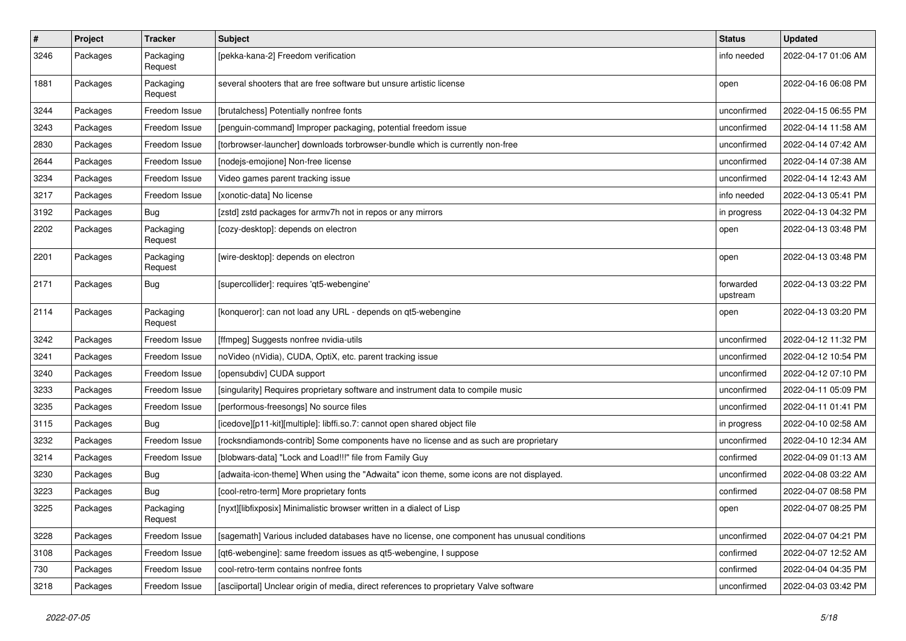| # | Project | Tracker | Subject | Status | Updated |
|---|---|---|---|---|---|
| 3246 | Packages | Packaging Request | [pekka-kana-2] Freedom verification | info needed | 2022-04-17 01:06 AM |
| 1881 | Packages | Packaging Request | several shooters that are free software but unsure artistic license | open | 2022-04-16 06:08 PM |
| 3244 | Packages | Freedom Issue | [brutalchess] Potentially nonfree fonts | unconfirmed | 2022-04-15 06:55 PM |
| 3243 | Packages | Freedom Issue | [penguin-command] Improper packaging, potential freedom issue | unconfirmed | 2022-04-14 11:58 AM |
| 2830 | Packages | Freedom Issue | [torbrowser-launcher] downloads torbrowser-bundle which is currently non-free | unconfirmed | 2022-04-14 07:42 AM |
| 2644 | Packages | Freedom Issue | [nodejs-emojione] Non-free license | unconfirmed | 2022-04-14 07:38 AM |
| 3234 | Packages | Freedom Issue | Video games parent tracking issue | unconfirmed | 2022-04-14 12:43 AM |
| 3217 | Packages | Freedom Issue | [xonotic-data] No license | info needed | 2022-04-13 05:41 PM |
| 3192 | Packages | Bug | [zstd] zstd packages for armv7h not in repos or any mirrors | in progress | 2022-04-13 04:32 PM |
| 2202 | Packages | Packaging Request | [cozy-desktop]: depends on electron | open | 2022-04-13 03:48 PM |
| 2201 | Packages | Packaging Request | [wire-desktop]: depends on electron | open | 2022-04-13 03:48 PM |
| 2171 | Packages | Bug | [supercollider]: requires 'qt5-webengine' | forwarded upstream | 2022-04-13 03:22 PM |
| 2114 | Packages | Packaging Request | [konqueror]: can not load any URL - depends on qt5-webengine | open | 2022-04-13 03:20 PM |
| 3242 | Packages | Freedom Issue | [ffmpeg] Suggests nonfree nvidia-utils | unconfirmed | 2022-04-12 11:32 PM |
| 3241 | Packages | Freedom Issue | noVideo (nVidia), CUDA, OptiX, etc. parent tracking issue | unconfirmed | 2022-04-12 10:54 PM |
| 3240 | Packages | Freedom Issue | [opensubdiv] CUDA support | unconfirmed | 2022-04-12 07:10 PM |
| 3233 | Packages | Freedom Issue | [singularity] Requires proprietary software and instrument data to compile music | unconfirmed | 2022-04-11 05:09 PM |
| 3235 | Packages | Freedom Issue | [performous-freesongs] No source files | unconfirmed | 2022-04-11 01:41 PM |
| 3115 | Packages | Bug | [icedove][p11-kit][multiple]: libffi.so.7: cannot open shared object file | in progress | 2022-04-10 02:58 AM |
| 3232 | Packages | Freedom Issue | [rocksndiamonds-contrib] Some components have no license and as such are proprietary | unconfirmed | 2022-04-10 12:34 AM |
| 3214 | Packages | Freedom Issue | [blobwars-data] "Lock and Load!!!" file from Family Guy | confirmed | 2022-04-09 01:13 AM |
| 3230 | Packages | Bug | [adwaita-icon-theme] When using the "Adwaita" icon theme, some icons are not displayed. | unconfirmed | 2022-04-08 03:22 AM |
| 3223 | Packages | Bug | [cool-retro-term] More proprietary fonts | confirmed | 2022-04-07 08:58 PM |
| 3225 | Packages | Packaging Request | [nyxt][libfixposix] Minimalistic browser written in a dialect of Lisp | open | 2022-04-07 08:25 PM |
| 3228 | Packages | Freedom Issue | [sagemath] Various included databases have no license, one component has unusual conditions | unconfirmed | 2022-04-07 04:21 PM |
| 3108 | Packages | Freedom Issue | [qt6-webengine]: same freedom issues as qt5-webengine, I suppose | confirmed | 2022-04-07 12:52 AM |
| 730 | Packages | Freedom Issue | cool-retro-term contains nonfree fonts | confirmed | 2022-04-04 04:35 PM |
| 3218 | Packages | Freedom Issue | [asciiportal] Unclear origin of media, direct references to proprietary Valve software | unconfirmed | 2022-04-03 03:42 PM |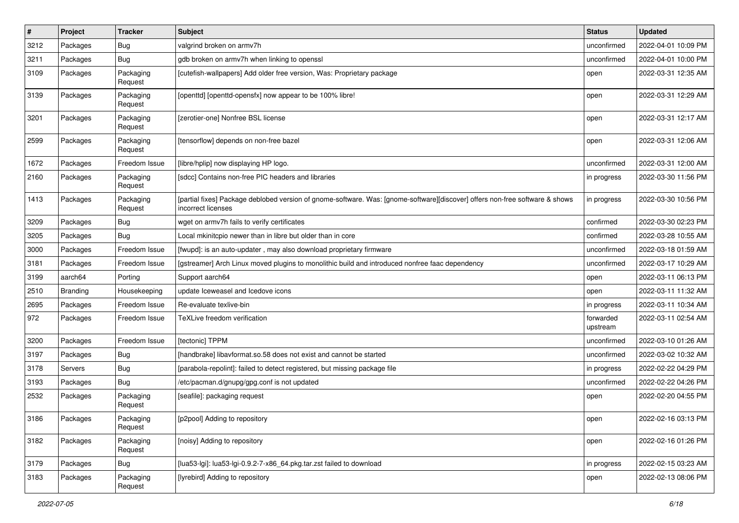| # | Project | Tracker | Subject | Status | Updated |
|---|---|---|---|---|---|
| 3212 | Packages | Bug | valgrind broken on armv7h | unconfirmed | 2022-04-01 10:09 PM |
| 3211 | Packages | Bug | gdb broken on armv7h when linking to openssl | unconfirmed | 2022-04-01 10:00 PM |
| 3109 | Packages | Packaging Request | [cutefish-wallpapers] Add older free version, Was: Proprietary package | open | 2022-03-31 12:35 AM |
| 3139 | Packages | Packaging Request | [openttd] [openttd-opensfx] now appear to be 100% libre! | open | 2022-03-31 12:29 AM |
| 3201 | Packages | Packaging Request | [zerotier-one] Nonfree BSL license | open | 2022-03-31 12:17 AM |
| 2599 | Packages | Packaging Request | [tensorflow] depends on non-free bazel | open | 2022-03-31 12:06 AM |
| 1672 | Packages | Freedom Issue | [libre/hplip] now displaying HP logo. | unconfirmed | 2022-03-31 12:00 AM |
| 2160 | Packages | Packaging Request | [sdcc] Contains non-free PIC headers and libraries | in progress | 2022-03-30 11:56 PM |
| 1413 | Packages | Packaging Request | [partial fixes] Package deblobed version of gnome-software. Was: [gnome-software][discover] offers non-free software & shows incorrect licenses | in progress | 2022-03-30 10:56 PM |
| 3209 | Packages | Bug | wget on armv7h fails to verify certificates | confirmed | 2022-03-30 02:23 PM |
| 3205 | Packages | Bug | Local mkinitcpio newer than in libre but older than in core | confirmed | 2022-03-28 10:55 AM |
| 3000 | Packages | Freedom Issue | [fwupd]: is an auto-updater , may also download proprietary firmware | unconfirmed | 2022-03-18 01:59 AM |
| 3181 | Packages | Freedom Issue | [gstreamer] Arch Linux moved plugins to monolithic build and introduced nonfree faac dependency | unconfirmed | 2022-03-17 10:29 AM |
| 3199 | aarch64 | Porting | Support aarch64 | open | 2022-03-11 06:13 PM |
| 2510 | Branding | Housekeeping | update Iceweasel and Icedove icons | open | 2022-03-11 11:32 AM |
| 2695 | Packages | Freedom Issue | Re-evaluate texlive-bin | in progress | 2022-03-11 10:34 AM |
| 972 | Packages | Freedom Issue | TeXLive freedom verification | forwarded upstream | 2022-03-11 02:54 AM |
| 3200 | Packages | Freedom Issue | [tectonic] TPPM | unconfirmed | 2022-03-10 01:26 AM |
| 3197 | Packages | Bug | [handbrake] libavformat.so.58 does not exist and cannot be started | unconfirmed | 2022-03-02 10:32 AM |
| 3178 | Servers | Bug | [parabola-repolint]: failed to detect registered, but missing package file | in progress | 2022-02-22 04:29 PM |
| 3193 | Packages | Bug | /etc/pacman.d/gnupg/gpg.conf is not updated | unconfirmed | 2022-02-22 04:26 PM |
| 2532 | Packages | Packaging Request | [seafile]: packaging request | open | 2022-02-20 04:55 PM |
| 3186 | Packages | Packaging Request | [p2pool] Adding to repository | open | 2022-02-16 03:13 PM |
| 3182 | Packages | Packaging Request | [noisy] Adding to repository | open | 2022-02-16 01:26 PM |
| 3179 | Packages | Bug | [lua53-lgi]: lua53-lgi-0.9.2-7-x86_64.pkg.tar.zst failed to download | in progress | 2022-02-15 03:23 AM |
| 3183 | Packages | Packaging Request | [lyrebird] Adding to repository | open | 2022-02-13 08:06 PM |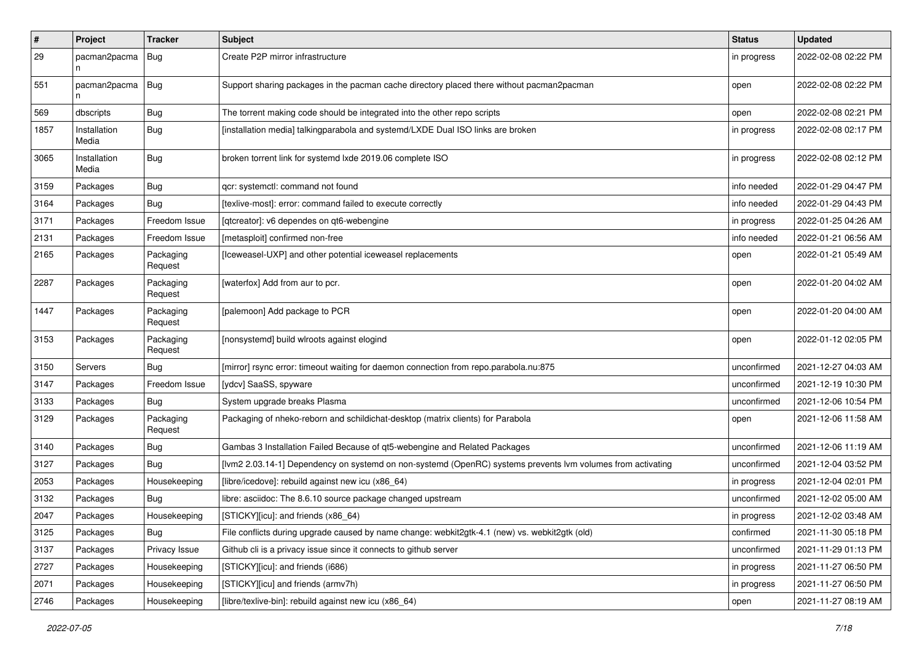| # | Project | Tracker | Subject | Status | Updated |
|---|---|---|---|---|---|
| 29 | pacman2pacman | Bug | Create P2P mirror infrastructure | in progress | 2022-02-08 02:22 PM |
| 551 | pacman2pacman | Bug | Support sharing packages in the pacman cache directory placed there without pacman2pacman | open | 2022-02-08 02:22 PM |
| 569 | dbscripts | Bug | The torrent making code should be integrated into the other repo scripts | open | 2022-02-08 02:21 PM |
| 1857 | Installation Media | Bug | [installation media] talkingparabola and systemd/LXDE Dual ISO links are broken | in progress | 2022-02-08 02:17 PM |
| 3065 | Installation Media | Bug | broken torrent link for systemd lxde 2019.06 complete ISO | in progress | 2022-02-08 02:12 PM |
| 3159 | Packages | Bug | qcr: systemctl: command not found | info needed | 2022-01-29 04:47 PM |
| 3164 | Packages | Bug | [texlive-most]: error: command failed to execute correctly | info needed | 2022-01-29 04:43 PM |
| 3171 | Packages | Freedom Issue | [qtcreator]: v6 dependes on qt6-webengine | in progress | 2022-01-25 04:26 AM |
| 2131 | Packages | Freedom Issue | [metasploit] confirmed non-free | info needed | 2022-01-21 06:56 AM |
| 2165 | Packages | Packaging Request | [Iceweasel-UXP] and other potential iceweasel replacements | open | 2022-01-21 05:49 AM |
| 2287 | Packages | Packaging Request | [waterfox] Add from aur to pcr. | open | 2022-01-20 04:02 AM |
| 1447 | Packages | Packaging Request | [palemoon] Add package to PCR | open | 2022-01-20 04:00 AM |
| 3153 | Packages | Packaging Request | [nonsystemd] build wlroots against elogind | open | 2022-01-12 02:05 PM |
| 3150 | Servers | Bug | [mirror] rsync error: timeout waiting for daemon connection from repo.parabola.nu:875 | unconfirmed | 2021-12-27 04:03 AM |
| 3147 | Packages | Freedom Issue | [ydcv] SaaSS, spyware | unconfirmed | 2021-12-19 10:30 PM |
| 3133 | Packages | Bug | System upgrade breaks Plasma | unconfirmed | 2021-12-06 10:54 PM |
| 3129 | Packages | Packaging Request | Packaging of nheko-reborn and schildichat-desktop (matrix clients) for Parabola | open | 2021-12-06 11:58 AM |
| 3140 | Packages | Bug | Gambas 3 Installation Failed Because of qt5-webengine and Related Packages | unconfirmed | 2021-12-06 11:19 AM |
| 3127 | Packages | Bug | [lvm2 2.03.14-1] Dependency on systemd on non-systemd (OpenRC) systems prevents lvm volumes from activating | unconfirmed | 2021-12-04 03:52 PM |
| 2053 | Packages | Housekeeping | [libre/icedove]: rebuild against new icu (x86_64) | in progress | 2021-12-04 02:01 PM |
| 3132 | Packages | Bug | libre: asciidoc: The 8.6.10 source package changed upstream | unconfirmed | 2021-12-02 05:00 AM |
| 2047 | Packages | Housekeeping | [STICKY][icu]: and friends (x86_64) | in progress | 2021-12-02 03:48 AM |
| 3125 | Packages | Bug | File conflicts during upgrade caused by name change: webkit2gtk-4.1 (new) vs. webkit2gtk (old) | confirmed | 2021-11-30 05:18 PM |
| 3137 | Packages | Privacy Issue | Github cli is a privacy issue since it connects to github server | unconfirmed | 2021-11-29 01:13 PM |
| 2727 | Packages | Housekeeping | [STICKY][icu]: and friends (i686) | in progress | 2021-11-27 06:50 PM |
| 2071 | Packages | Housekeeping | [STICKY][icu] and friends (armv7h) | in progress | 2021-11-27 06:50 PM |
| 2746 | Packages | Housekeeping | [libre/texlive-bin]: rebuild against new icu (x86_64) | open | 2021-11-27 08:19 AM |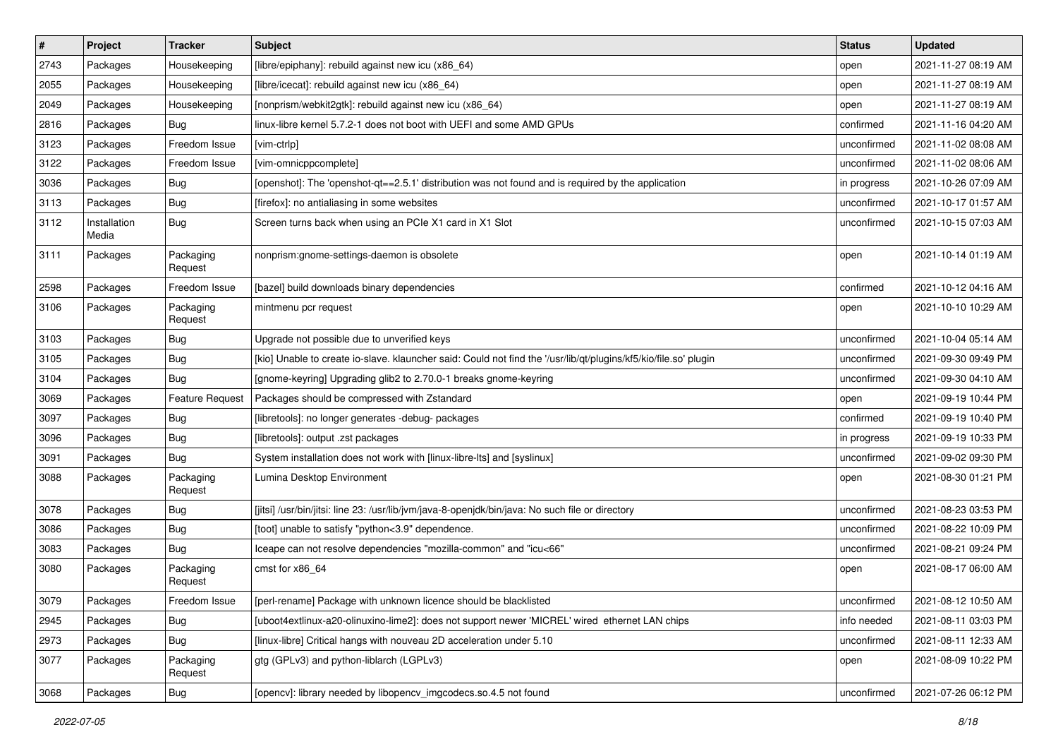| # | Project | Tracker | Subject | Status | Updated |
|---|---|---|---|---|---|
| 2743 | Packages | Housekeeping | [libre/epiphany]: rebuild against new icu (x86_64) | open | 2021-11-27 08:19 AM |
| 2055 | Packages | Housekeeping | [libre/icecat]: rebuild against new icu (x86_64) | open | 2021-11-27 08:19 AM |
| 2049 | Packages | Housekeeping | [nonprism/webkit2gtk]: rebuild against new icu (x86_64) | open | 2021-11-27 08:19 AM |
| 2816 | Packages | Bug | linux-libre kernel 5.7.2-1 does not boot with UEFI and some AMD GPUs | confirmed | 2021-11-16 04:20 AM |
| 3123 | Packages | Freedom Issue | [vim-ctrlp] | unconfirmed | 2021-11-02 08:08 AM |
| 3122 | Packages | Freedom Issue | [vim-omnicppcomplete] | unconfirmed | 2021-11-02 08:06 AM |
| 3036 | Packages | Bug | [openshot]: The 'openshot-qt==2.5.1' distribution was not found and is required by the application | in progress | 2021-10-26 07:09 AM |
| 3113 | Packages | Bug | [firefox]: no antialiasing in some websites | unconfirmed | 2021-10-17 01:57 AM |
| 3112 | Installation Media | Bug | Screen turns back when using an PCIe X1 card in X1 Slot | unconfirmed | 2021-10-15 07:03 AM |
| 3111 | Packages | Packaging Request | nonprism:gnome-settings-daemon is obsolete | open | 2021-10-14 01:19 AM |
| 2598 | Packages | Freedom Issue | [bazel] build downloads binary dependencies | confirmed | 2021-10-12 04:16 AM |
| 3106 | Packages | Packaging Request | mintmenu pcr request | open | 2021-10-10 10:29 AM |
| 3103 | Packages | Bug | Upgrade not possible due to unverified keys | unconfirmed | 2021-10-04 05:14 AM |
| 3105 | Packages | Bug | [kio] Unable to create io-slave. klauncher said: Could not find the '/usr/lib/qt/plugins/kf5/kio/file.so' plugin | unconfirmed | 2021-09-30 09:49 PM |
| 3104 | Packages | Bug | [gnome-keyring] Upgrading glib2 to 2.70.0-1 breaks gnome-keyring | unconfirmed | 2021-09-30 04:10 AM |
| 3069 | Packages | Feature Request | Packages should be compressed with Zstandard | open | 2021-09-19 10:44 PM |
| 3097 | Packages | Bug | [libretools]: no longer generates -debug- packages | confirmed | 2021-09-19 10:40 PM |
| 3096 | Packages | Bug | [libretools]: output .zst packages | in progress | 2021-09-19 10:33 PM |
| 3091 | Packages | Bug | System installation does not work with [linux-libre-lts] and [syslinux] | unconfirmed | 2021-09-02 09:30 PM |
| 3088 | Packages | Packaging Request | Lumina Desktop Environment | open | 2021-08-30 01:21 PM |
| 3078 | Packages | Bug | [jitsi] /usr/bin/jitsi: line 23: /usr/lib/jvm/java-8-openjdk/bin/java: No such file or directory | unconfirmed | 2021-08-23 03:53 PM |
| 3086 | Packages | Bug | [toot] unable to satisfy "python<3.9" dependence. | unconfirmed | 2021-08-22 10:09 PM |
| 3083 | Packages | Bug | Iceape can not resolve dependencies "mozilla-common" and "icu<66" | unconfirmed | 2021-08-21 09:24 PM |
| 3080 | Packages | Packaging Request | cmst for x86_64 | open | 2021-08-17 06:00 AM |
| 3079 | Packages | Freedom Issue | [perl-rename] Package with unknown licence should be blacklisted | unconfirmed | 2021-08-12 10:50 AM |
| 2945 | Packages | Bug | [uboot4extlinux-a20-olinuxino-lime2]: does not support newer 'MICREL' wired ethernet LAN chips | info needed | 2021-08-11 03:03 PM |
| 2973 | Packages | Bug | [linux-libre] Critical hangs with nouveau 2D acceleration under 5.10 | unconfirmed | 2021-08-11 12:33 AM |
| 3077 | Packages | Packaging Request | gtg (GPLv3) and python-liblarch (LGPLv3) | open | 2021-08-09 10:22 PM |
| 3068 | Packages | Bug | [opencv]: library needed by libopencv_imgcodecs.so.4.5 not found | unconfirmed | 2021-07-26 06:12 PM |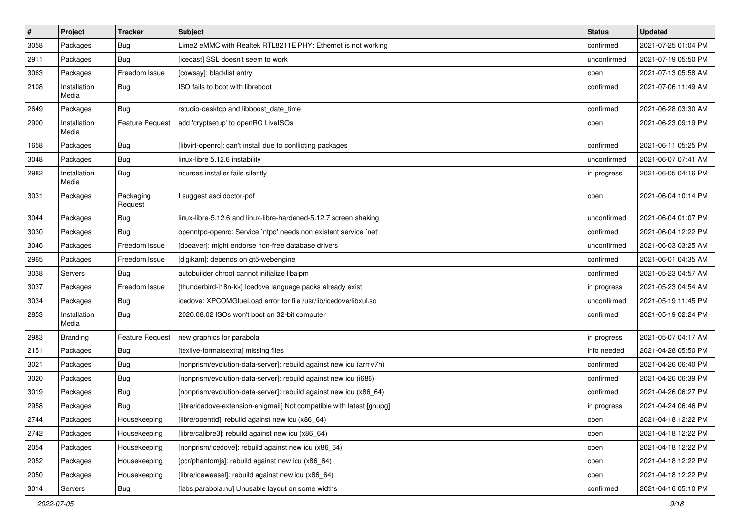| # | Project | Tracker | Subject | Status | Updated |
|---|---|---|---|---|---|
| 3058 | Packages | Bug | Lime2 eMMC with Realtek RTL8211E PHY: Ethernet is not working | confirmed | 2021-07-25 01:04 PM |
| 2911 | Packages | Bug | [icecast] SSL doesn't seem to work | unconfirmed | 2021-07-19 05:50 PM |
| 3063 | Packages | Freedom Issue | [cowsay]: blacklist entry | open | 2021-07-13 05:58 AM |
| 2108 | Installation Media | Bug | ISO fails to boot with libreboot | confirmed | 2021-07-06 11:49 AM |
| 2649 | Packages | Bug | rstudio-desktop and libboost_date_time | confirmed | 2021-06-28 03:30 AM |
| 2900 | Installation Media | Feature Request | add 'cryptsetup' to openRC LiveISOs | open | 2021-06-23 09:19 PM |
| 1658 | Packages | Bug | [libvirt-openrc]: can't install due to conflicting packages | confirmed | 2021-06-11 05:25 PM |
| 3048 | Packages | Bug | linux-libre 5.12.6 instability | unconfirmed | 2021-06-07 07:41 AM |
| 2982 | Installation Media | Bug | ncurses installer fails silently | in progress | 2021-06-05 04:16 PM |
| 3031 | Packages | Packaging Request | I suggest asciidoctor-pdf | open | 2021-06-04 10:14 PM |
| 3044 | Packages | Bug | linux-libre-5.12.6 and linux-libre-hardened-5.12.7 screen shaking | unconfirmed | 2021-06-04 01:07 PM |
| 3030 | Packages | Bug | openntpd-openrc: Service `ntpd' needs non existent service `net' | confirmed | 2021-06-04 12:22 PM |
| 3046 | Packages | Freedom Issue | [dbeaver]: might endorse non-free database drivers | unconfirmed | 2021-06-03 03:25 AM |
| 2965 | Packages | Freedom Issue | [digikam]: depends on gt5-webengine | confirmed | 2021-06-01 04:35 AM |
| 3038 | Servers | Bug | autobuilder chroot cannot initialize libalpm | confirmed | 2021-05-23 04:57 AM |
| 3037 | Packages | Freedom Issue | [thunderbird-i18n-kk] Icedove language packs already exist | in progress | 2021-05-23 04:54 AM |
| 3034 | Packages | Bug | icedove: XPCOMGlueLoad error for file /usr/lib/icedove/libxul.so | unconfirmed | 2021-05-19 11:45 PM |
| 2853 | Installation Media | Bug | 2020.08.02 ISOs won't boot on 32-bit computer | confirmed | 2021-05-19 02:24 PM |
| 2983 | Branding | Feature Request | new graphics for parabola | in progress | 2021-05-07 04:17 AM |
| 2151 | Packages | Bug | [texlive-formatsextra] missing files | info needed | 2021-04-28 05:50 PM |
| 3021 | Packages | Bug | [nonprism/evolution-data-server]: rebuild against new icu (armv7h) | confirmed | 2021-04-26 06:40 PM |
| 3020 | Packages | Bug | [nonprism/evolution-data-server]: rebuild against new icu (i686) | confirmed | 2021-04-26 06:39 PM |
| 3019 | Packages | Bug | [nonprism/evolution-data-server]: rebuild against new icu (x86_64) | confirmed | 2021-04-26 06:27 PM |
| 2958 | Packages | Bug | [libre/icedove-extension-enigmail] Not compatible with latest [gnupg] | in progress | 2021-04-24 06:46 PM |
| 2744 | Packages | Housekeeping | [libre/openttd]: rebuild against new icu (x86_64) | open | 2021-04-18 12:22 PM |
| 2742 | Packages | Housekeeping | [libre/calibre3]: rebuild against new icu (x86_64) | open | 2021-04-18 12:22 PM |
| 2054 | Packages | Housekeeping | [nonprism/icedove]: rebuild against new icu (x86_64) | open | 2021-04-18 12:22 PM |
| 2052 | Packages | Housekeeping | [pcr/phantomjs]: rebuild against new icu (x86_64) | open | 2021-04-18 12:22 PM |
| 2050 | Packages | Housekeeping | [libre/iceweasel]: rebuild against new icu (x86_64) | open | 2021-04-18 12:22 PM |
| 3014 | Servers | Bug | [labs.parabola.nu] Unusable layout on some widths | confirmed | 2021-04-16 05:10 PM |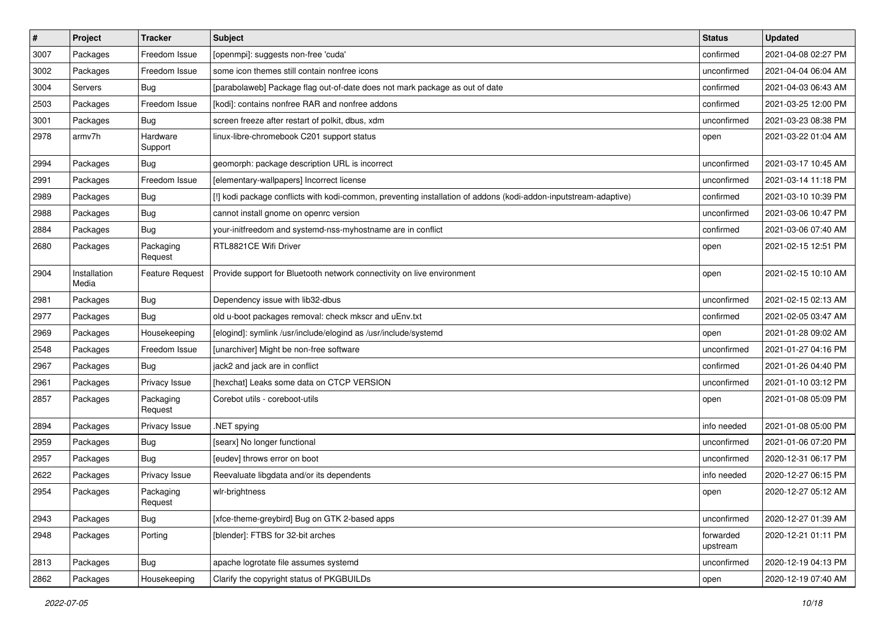| # | Project | Tracker | Subject | Status | Updated |
|---|---|---|---|---|---|
| 3007 | Packages | Freedom Issue | [openmpi]: suggests non-free 'cuda' | confirmed | 2021-04-08 02:27 PM |
| 3002 | Packages | Freedom Issue | some icon themes still contain nonfree icons | unconfirmed | 2021-04-04 06:04 AM |
| 3004 | Servers | Bug | [parabolaweb] Package flag out-of-date does not mark package as out of date | confirmed | 2021-04-03 06:43 AM |
| 2503 | Packages | Freedom Issue | [kodi]: contains nonfree RAR and nonfree addons | confirmed | 2021-03-25 12:00 PM |
| 3001 | Packages | Bug | screen freeze after restart of polkit, dbus, xdm | unconfirmed | 2021-03-23 08:38 PM |
| 2978 | armv7h | Hardware Support | linux-libre-chromebook C201 support status | open | 2021-03-22 01:04 AM |
| 2994 | Packages | Bug | geomorph: package description URL is incorrect | unconfirmed | 2021-03-17 10:45 AM |
| 2991 | Packages | Freedom Issue | [elementary-wallpapers] Incorrect license | unconfirmed | 2021-03-14 11:18 PM |
| 2989 | Packages | Bug | [!] kodi package conflicts with kodi-common, preventing installation of addons (kodi-addon-inputstream-adaptive) | confirmed | 2021-03-10 10:39 PM |
| 2988 | Packages | Bug | cannot install gnome on openrc version | unconfirmed | 2021-03-06 10:47 PM |
| 2884 | Packages | Bug | your-initfreedom and systemd-nss-myhostname are in conflict | confirmed | 2021-03-06 07:40 AM |
| 2680 | Packages | Packaging Request | RTL8821CE Wifi Driver | open | 2021-02-15 12:51 PM |
| 2904 | Installation Media | Feature Request | Provide support for Bluetooth network connectivity on live environment | open | 2021-02-15 10:10 AM |
| 2981 | Packages | Bug | Dependency issue with lib32-dbus | unconfirmed | 2021-02-15 02:13 AM |
| 2977 | Packages | Bug | old u-boot packages removal: check mkscr and uEnv.txt | confirmed | 2021-02-05 03:47 AM |
| 2969 | Packages | Housekeeping | [elogind]: symlink /usr/include/elogind as /usr/include/systemd | open | 2021-01-28 09:02 AM |
| 2548 | Packages | Freedom Issue | [unarchiver] Might be non-free software | unconfirmed | 2021-01-27 04:16 PM |
| 2967 | Packages | Bug | jack2 and jack are in conflict | confirmed | 2021-01-26 04:40 PM |
| 2961 | Packages | Privacy Issue | [hexchat] Leaks some data on CTCP VERSION | unconfirmed | 2021-01-10 03:12 PM |
| 2857 | Packages | Packaging Request | Corebot utils - coreboot-utils | open | 2021-01-08 05:09 PM |
| 2894 | Packages | Privacy Issue | .NET spying | info needed | 2021-01-08 05:00 PM |
| 2959 | Packages | Bug | [searx] No longer functional | unconfirmed | 2021-01-06 07:20 PM |
| 2957 | Packages | Bug | [eudev] throws error on boot | unconfirmed | 2020-12-31 06:17 PM |
| 2622 | Packages | Privacy Issue | Reevaluate libgdata and/or its dependents | info needed | 2020-12-27 06:15 PM |
| 2954 | Packages | Packaging Request | wlr-brightness | open | 2020-12-27 05:12 AM |
| 2943 | Packages | Bug | [xfce-theme-greybird] Bug on GTK 2-based apps | unconfirmed | 2020-12-27 01:39 AM |
| 2948 | Packages | Porting | [blender]: FTBS for 32-bit arches | forwarded upstream | 2020-12-21 01:11 PM |
| 2813 | Packages | Bug | apache logrotate file assumes systemd | unconfirmed | 2020-12-19 04:13 PM |
| 2862 | Packages | Housekeeping | Clarify the copyright status of PKGBUILDs | open | 2020-12-19 07:40 AM |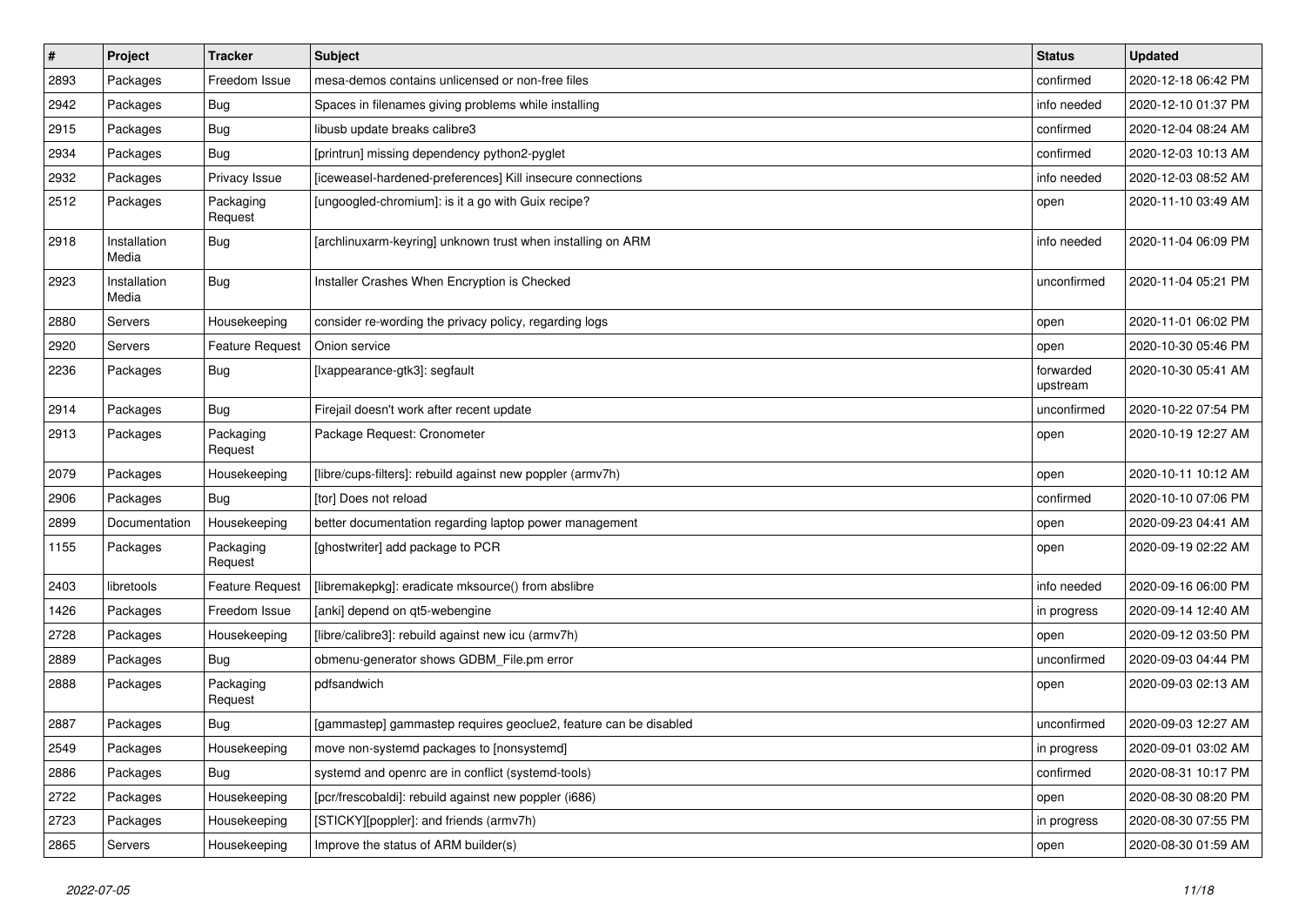| # | Project | Tracker | Subject | Status | Updated |
|---|---|---|---|---|---|
| 2893 | Packages | Freedom Issue | mesa-demos contains unlicensed or non-free files | confirmed | 2020-12-18 06:42 PM |
| 2942 | Packages | Bug | Spaces in filenames giving problems while installing | info needed | 2020-12-10 01:37 PM |
| 2915 | Packages | Bug | libusb update breaks calibre3 | confirmed | 2020-12-04 08:24 AM |
| 2934 | Packages | Bug | [printrun] missing dependency python2-pyglet | confirmed | 2020-12-03 10:13 AM |
| 2932 | Packages | Privacy Issue | [iceweasel-hardened-preferences] Kill insecure connections | info needed | 2020-12-03 08:52 AM |
| 2512 | Packages | Packaging Request | [ungoogled-chromium]: is it a go with Guix recipe? | open | 2020-11-10 03:49 AM |
| 2918 | Installation Media | Bug | [archlinuxarm-keyring] unknown trust when installing on ARM | info needed | 2020-11-04 06:09 PM |
| 2923 | Installation Media | Bug | Installer Crashes When Encryption is Checked | unconfirmed | 2020-11-04 05:21 PM |
| 2880 | Servers | Housekeeping | consider re-wording the privacy policy, regarding logs | open | 2020-11-01 06:02 PM |
| 2920 | Servers | Feature Request | Onion service | open | 2020-10-30 05:46 PM |
| 2236 | Packages | Bug | [lxappearance-gtk3]: segfault | forwarded upstream | 2020-10-30 05:41 AM |
| 2914 | Packages | Bug | Firejail doesn't work after recent update | unconfirmed | 2020-10-22 07:54 PM |
| 2913 | Packages | Packaging Request | Package Request: Cronometer | open | 2020-10-19 12:27 AM |
| 2079 | Packages | Housekeeping | [libre/cups-filters]: rebuild against new poppler (armv7h) | open | 2020-10-11 10:12 AM |
| 2906 | Packages | Bug | [tor] Does not reload | confirmed | 2020-10-10 07:06 PM |
| 2899 | Documentation | Housekeeping | better documentation regarding laptop power management | open | 2020-09-23 04:41 AM |
| 1155 | Packages | Packaging Request | [ghostwriter] add package to PCR | open | 2020-09-19 02:22 AM |
| 2403 | libretools | Feature Request | [libremakepkg]: eradicate mksource() from abslibre | info needed | 2020-09-16 06:00 PM |
| 1426 | Packages | Freedom Issue | [anki] depend on qt5-webengine | in progress | 2020-09-14 12:40 AM |
| 2728 | Packages | Housekeeping | [libre/calibre3]: rebuild against new icu (armv7h) | open | 2020-09-12 03:50 PM |
| 2889 | Packages | Bug | obmenu-generator shows GDBM_File.pm error | unconfirmed | 2020-09-03 04:44 PM |
| 2888 | Packages | Packaging Request | pdfsandwich | open | 2020-09-03 02:13 AM |
| 2887 | Packages | Bug | [gammastep] gammastep requires geoclue2, feature can be disabled | unconfirmed | 2020-09-03 12:27 AM |
| 2549 | Packages | Housekeeping | move non-systemd packages to [nonsystemd] | in progress | 2020-09-01 03:02 AM |
| 2886 | Packages | Bug | systemd and openrc are in conflict (systemd-tools) | confirmed | 2020-08-31 10:17 PM |
| 2722 | Packages | Housekeeping | [pcr/frescobaldi]: rebuild against new poppler (i686) | open | 2020-08-30 08:20 PM |
| 2723 | Packages | Housekeeping | [STICKY][poppler]: and friends (armv7h) | in progress | 2020-08-30 07:55 PM |
| 2865 | Servers | Housekeeping | Improve the status of ARM builder(s) | open | 2020-08-30 01:59 AM |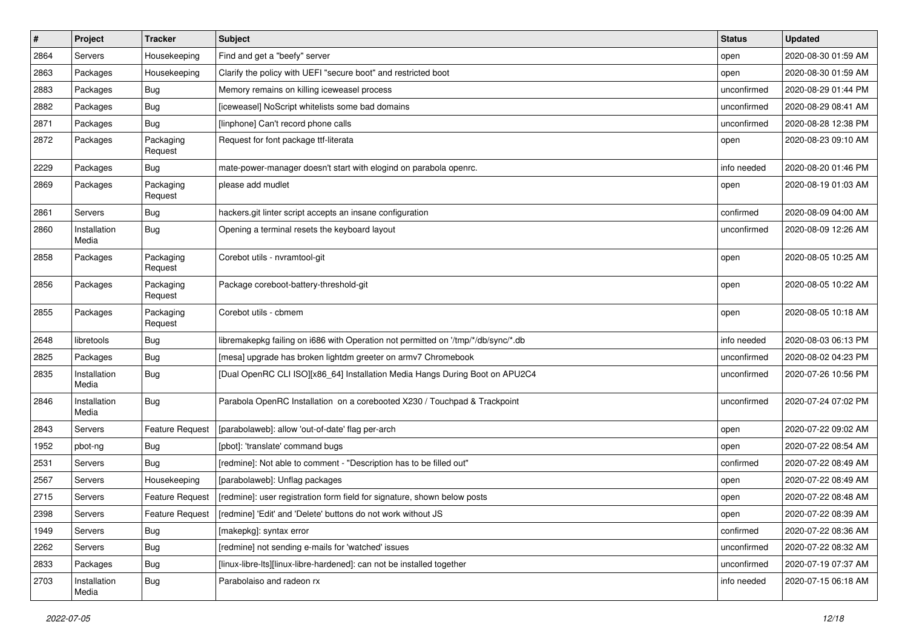| # | Project | Tracker | Subject | Status | Updated |
| --- | --- | --- | --- | --- | --- |
| 2864 | Servers | Housekeeping | Find and get a "beefy" server | open | 2020-08-30 01:59 AM |
| 2863 | Packages | Housekeeping | Clarify the policy with UEFI "secure boot" and restricted boot | open | 2020-08-30 01:59 AM |
| 2883 | Packages | Bug | Memory remains on killing iceweasel process | unconfirmed | 2020-08-29 01:44 PM |
| 2882 | Packages | Bug | [iceweasel] NoScript whitelists some bad domains | unconfirmed | 2020-08-29 08:41 AM |
| 2871 | Packages | Bug | [linphone] Can't record phone calls | unconfirmed | 2020-08-28 12:38 PM |
| 2872 | Packages | Packaging Request | Request for font package ttf-literata | open | 2020-08-23 09:10 AM |
| 2229 | Packages | Bug | mate-power-manager doesn't start with elogind on parabola openrc. | info needed | 2020-08-20 01:46 PM |
| 2869 | Packages | Packaging Request | please add mudlet | open | 2020-08-19 01:03 AM |
| 2861 | Servers | Bug | hackers.git linter script accepts an insane configuration | confirmed | 2020-08-09 04:00 AM |
| 2860 | Installation Media | Bug | Opening a terminal resets the keyboard layout | unconfirmed | 2020-08-09 12:26 AM |
| 2858 | Packages | Packaging Request | Corebot utils - nvramtool-git | open | 2020-08-05 10:25 AM |
| 2856 | Packages | Packaging Request | Package coreboot-battery-threshold-git | open | 2020-08-05 10:22 AM |
| 2855 | Packages | Packaging Request | Corebot utils - cbmem | open | 2020-08-05 10:18 AM |
| 2648 | libretools | Bug | libremakepkg failing on i686 with Operation not permitted on '/tmp/*/db/sync/*.db | info needed | 2020-08-03 06:13 PM |
| 2825 | Packages | Bug | [mesa] upgrade has broken lightdm greeter on armv7 Chromebook | unconfirmed | 2020-08-02 04:23 PM |
| 2835 | Installation Media | Bug | [Dual OpenRC CLI ISO][x86_64] Installation Media Hangs During Boot on APU2C4 | unconfirmed | 2020-07-26 10:56 PM |
| 2846 | Installation Media | Bug | Parabola OpenRC Installation on a corebooted X230 / Touchpad & Trackpoint | unconfirmed | 2020-07-24 07:02 PM |
| 2843 | Servers | Feature Request | [parabolaweb]: allow 'out-of-date' flag per-arch | open | 2020-07-22 09:02 AM |
| 1952 | pbot-ng | Bug | [pbot]: 'translate' command bugs | open | 2020-07-22 08:54 AM |
| 2531 | Servers | Bug | [redmine]: Not able to comment - "Description has to be filled out" | confirmed | 2020-07-22 08:49 AM |
| 2567 | Servers | Housekeeping | [parabolaweb]: Unflag packages | open | 2020-07-22 08:49 AM |
| 2715 | Servers | Feature Request | [redmine]: user registration form field for signature, shown below posts | open | 2020-07-22 08:48 AM |
| 2398 | Servers | Feature Request | [redmine] 'Edit' and 'Delete' buttons do not work without JS | open | 2020-07-22 08:39 AM |
| 1949 | Servers | Bug | [makepkg]: syntax error | confirmed | 2020-07-22 08:36 AM |
| 2262 | Servers | Bug | [redmine] not sending e-mails for 'watched' issues | unconfirmed | 2020-07-22 08:32 AM |
| 2833 | Packages | Bug | [linux-libre-lts][linux-libre-hardened]: can not be installed together | unconfirmed | 2020-07-19 07:37 AM |
| 2703 | Installation Media | Bug | Parabolaiso and radeon rx | info needed | 2020-07-15 06:18 AM |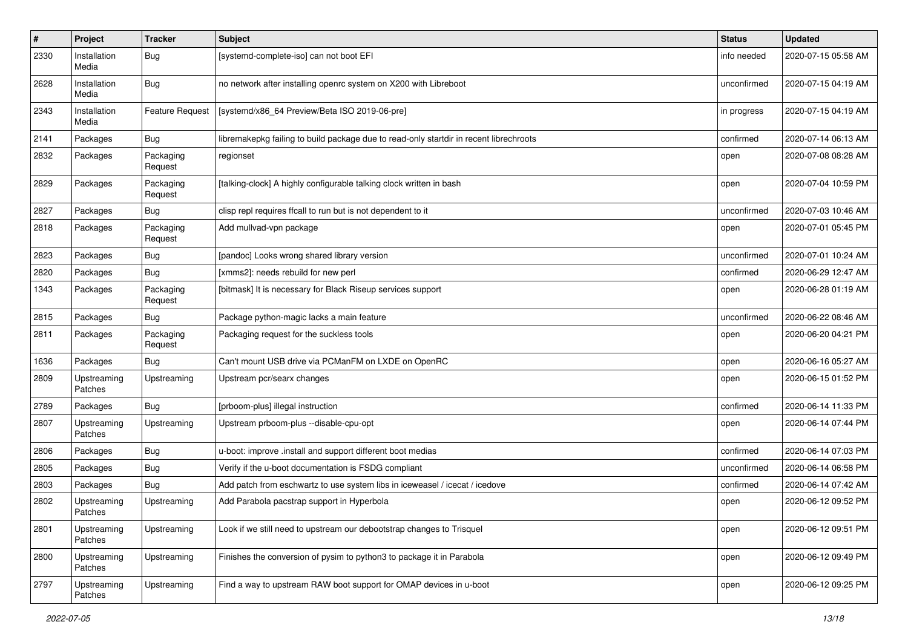| # | Project | Tracker | Subject | Status | Updated |
|---|---|---|---|---|---|
| 2330 | Installation Media | Bug | [systemd-complete-iso] can not boot EFI | info needed | 2020-07-15 05:58 AM |
| 2628 | Installation Media | Bug | no network after installing openrc system on X200 with Libreboot | unconfirmed | 2020-07-15 04:19 AM |
| 2343 | Installation Media | Feature Request | [systemd/x86_64 Preview/Beta ISO 2019-06-pre] | in progress | 2020-07-15 04:19 AM |
| 2141 | Packages | Bug | libremakepkg failing to build package due to read-only startdir in recent librechroots | confirmed | 2020-07-14 06:13 AM |
| 2832 | Packages | Packaging Request | regionset | open | 2020-07-08 08:28 AM |
| 2829 | Packages | Packaging Request | [talking-clock] A highly configurable talking clock written in bash | open | 2020-07-04 10:59 PM |
| 2827 | Packages | Bug | clisp repl requires ffcall to run but is not dependent to it | unconfirmed | 2020-07-03 10:46 AM |
| 2818 | Packages | Packaging Request | Add mullvad-vpn package | open | 2020-07-01 05:45 PM |
| 2823 | Packages | Bug | [pandoc] Looks wrong shared library version | unconfirmed | 2020-07-01 10:24 AM |
| 2820 | Packages | Bug | [xmms2]: needs rebuild for new perl | confirmed | 2020-06-29 12:47 AM |
| 1343 | Packages | Packaging Request | [bitmask] It is necessary for Black Riseup services support | open | 2020-06-28 01:19 AM |
| 2815 | Packages | Bug | Package python-magic lacks a main feature | unconfirmed | 2020-06-22 08:46 AM |
| 2811 | Packages | Packaging Request | Packaging request for the suckless tools | open | 2020-06-20 04:21 PM |
| 1636 | Packages | Bug | Can't mount USB drive via PCManFM on LXDE on OpenRC | open | 2020-06-16 05:27 AM |
| 2809 | Upstreaming Patches | Upstreaming | Upstream pcr/searx changes | open | 2020-06-15 01:52 PM |
| 2789 | Packages | Bug | [prboom-plus] illegal instruction | confirmed | 2020-06-14 11:33 PM |
| 2807 | Upstreaming Patches | Upstreaming | Upstream prboom-plus --disable-cpu-opt | open | 2020-06-14 07:44 PM |
| 2806 | Packages | Bug | u-boot: improve .install and support different boot medias | confirmed | 2020-06-14 07:03 PM |
| 2805 | Packages | Bug | Verify if the u-boot documentation is FSDG compliant | unconfirmed | 2020-06-14 06:58 PM |
| 2803 | Packages | Bug | Add patch from eschwartz to use system libs in iceweasel / icecat / icedove | confirmed | 2020-06-14 07:42 AM |
| 2802 | Upstreaming Patches | Upstreaming | Add Parabola pacstrap support in Hyperbola | open | 2020-06-12 09:52 PM |
| 2801 | Upstreaming Patches | Upstreaming | Look if we still need to upstream our debootstrap changes to Trisquel | open | 2020-06-12 09:51 PM |
| 2800 | Upstreaming Patches | Upstreaming | Finishes the conversion of pysim to python3 to package it in Parabola | open | 2020-06-12 09:49 PM |
| 2797 | Upstreaming Patches | Upstreaming | Find a way to upstream RAW boot support for OMAP devices in u-boot | open | 2020-06-12 09:25 PM |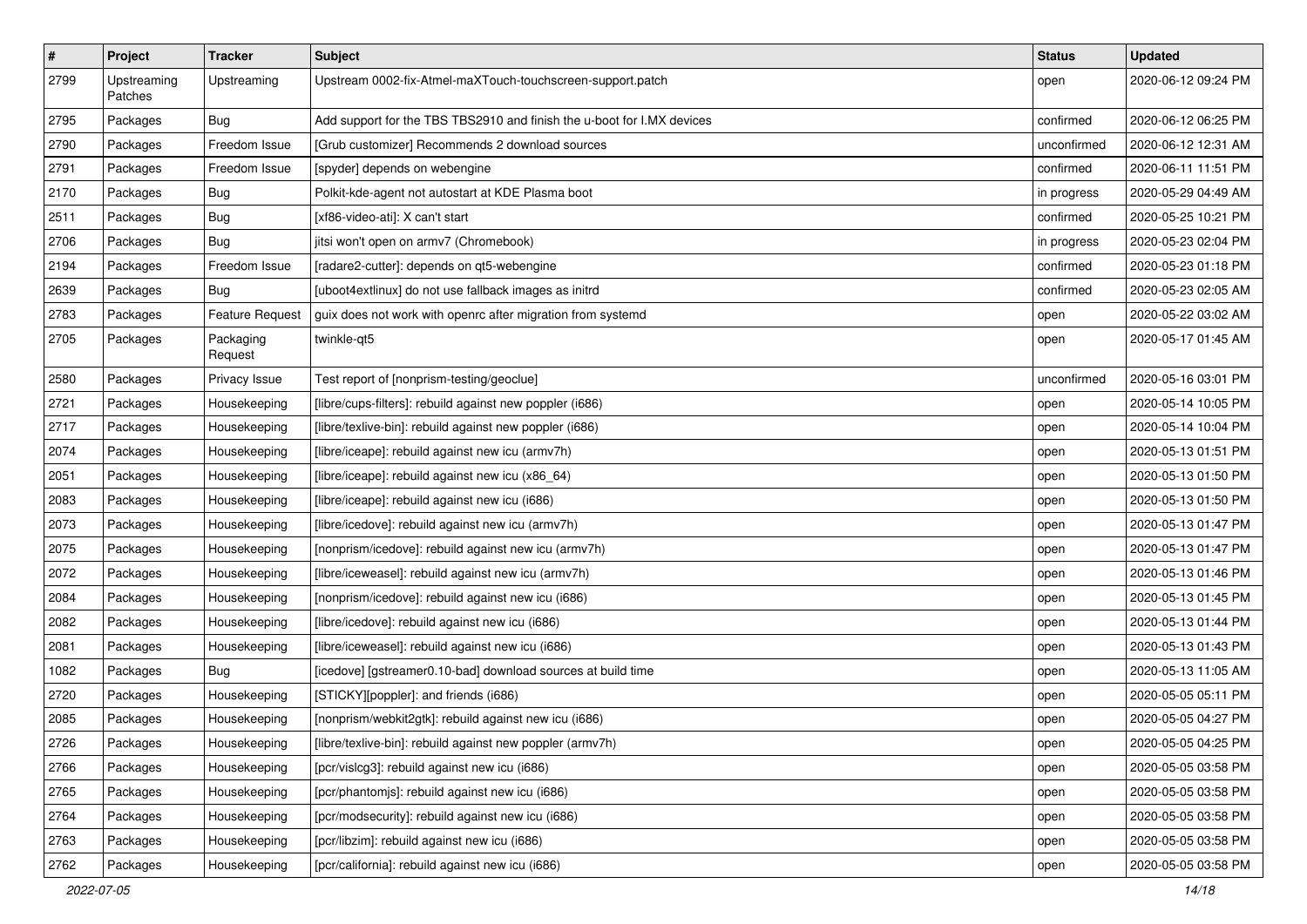| # | Project | Tracker | Subject | Status | Updated |
|---|---|---|---|---|---|
| 2799 | Upstreaming Patches | Upstreaming | Upstream 0002-fix-Atmel-maXTouch-touchscreen-support.patch | open | 2020-06-12 09:24 PM |
| 2795 | Packages | Bug | Add support for the TBS TBS2910 and finish the u-boot for I.MX devices | confirmed | 2020-06-12 06:25 PM |
| 2790 | Packages | Freedom Issue | [Grub customizer] Recommends 2 download sources | unconfirmed | 2020-06-12 12:31 AM |
| 2791 | Packages | Freedom Issue | [spyder] depends on webengine | confirmed | 2020-06-11 11:51 PM |
| 2170 | Packages | Bug | Polkit-kde-agent not autostart at KDE Plasma boot | in progress | 2020-05-29 04:49 AM |
| 2511 | Packages | Bug | [xf86-video-ati]: X can't start | confirmed | 2020-05-25 10:21 PM |
| 2706 | Packages | Bug | jitsi won't open on armv7 (Chromebook) | in progress | 2020-05-23 02:04 PM |
| 2194 | Packages | Freedom Issue | [radare2-cutter]: depends on qt5-webengine | confirmed | 2020-05-23 01:18 PM |
| 2639 | Packages | Bug | [uboot4extlinux] do not use fallback images as initrd | confirmed | 2020-05-23 02:05 AM |
| 2783 | Packages | Feature Request | guix does not work with openrc after migration from systemd | open | 2020-05-22 03:02 AM |
| 2705 | Packages | Packaging Request | twinkle-qt5 | open | 2020-05-17 01:45 AM |
| 2580 | Packages | Privacy Issue | Test report of [nonprism-testing/geoclue] | unconfirmed | 2020-05-16 03:01 PM |
| 2721 | Packages | Housekeeping | [libre/cups-filters]: rebuild against new poppler (i686) | open | 2020-05-14 10:05 PM |
| 2717 | Packages | Housekeeping | [libre/texlive-bin]: rebuild against new poppler (i686) | open | 2020-05-14 10:04 PM |
| 2074 | Packages | Housekeeping | [libre/iceape]: rebuild against new icu (armv7h) | open | 2020-05-13 01:51 PM |
| 2051 | Packages | Housekeeping | [libre/iceape]: rebuild against new icu (x86_64) | open | 2020-05-13 01:50 PM |
| 2083 | Packages | Housekeeping | [libre/iceape]: rebuild against new icu (i686) | open | 2020-05-13 01:50 PM |
| 2073 | Packages | Housekeeping | [libre/icedove]: rebuild against new icu (armv7h) | open | 2020-05-13 01:47 PM |
| 2075 | Packages | Housekeeping | [nonprism/icedove]: rebuild against new icu (armv7h) | open | 2020-05-13 01:47 PM |
| 2072 | Packages | Housekeeping | [libre/iceweasel]: rebuild against new icu (armv7h) | open | 2020-05-13 01:46 PM |
| 2084 | Packages | Housekeeping | [nonprism/icedove]: rebuild against new icu (i686) | open | 2020-05-13 01:45 PM |
| 2082 | Packages | Housekeeping | [libre/icedove]: rebuild against new icu (i686) | open | 2020-05-13 01:44 PM |
| 2081 | Packages | Housekeeping | [libre/iceweasel]: rebuild against new icu (i686) | open | 2020-05-13 01:43 PM |
| 1082 | Packages | Bug | [icedove] [gstreamer0.10-bad] download sources at build time | open | 2020-05-13 11:05 AM |
| 2720 | Packages | Housekeeping | [STICKY][poppler]: and friends (i686) | open | 2020-05-05 05:11 PM |
| 2085 | Packages | Housekeeping | [nonprism/webkit2gtk]: rebuild against new icu (i686) | open | 2020-05-05 04:27 PM |
| 2726 | Packages | Housekeeping | [libre/texlive-bin]: rebuild against new poppler (armv7h) | open | 2020-05-05 04:25 PM |
| 2766 | Packages | Housekeeping | [pcr/vislcg3]: rebuild against new icu (i686) | open | 2020-05-05 03:58 PM |
| 2765 | Packages | Housekeeping | [pcr/phantomjs]: rebuild against new icu (i686) | open | 2020-05-05 03:58 PM |
| 2764 | Packages | Housekeeping | [pcr/modsecurity]: rebuild against new icu (i686) | open | 2020-05-05 03:58 PM |
| 2763 | Packages | Housekeeping | [pcr/libzim]: rebuild against new icu (i686) | open | 2020-05-05 03:58 PM |
| 2762 | Packages | Housekeeping | [pcr/california]: rebuild against new icu (i686) | open | 2020-05-05 03:58 PM |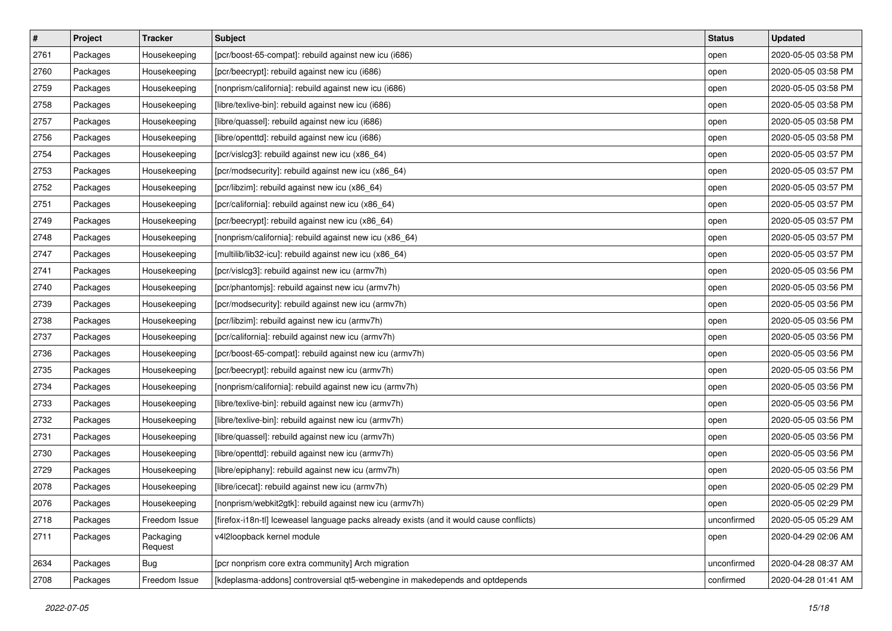| # | Project | Tracker | Subject | Status | Updated |
|---|---|---|---|---|---|
| 2761 | Packages | Housekeeping | [pcr/boost-65-compat]: rebuild against new icu (i686) | open | 2020-05-05 03:58 PM |
| 2760 | Packages | Housekeeping | [pcr/beecrypt]: rebuild against new icu (i686) | open | 2020-05-05 03:58 PM |
| 2759 | Packages | Housekeeping | [nonprism/california]: rebuild against new icu (i686) | open | 2020-05-05 03:58 PM |
| 2758 | Packages | Housekeeping | [libre/texlive-bin]: rebuild against new icu (i686) | open | 2020-05-05 03:58 PM |
| 2757 | Packages | Housekeeping | [libre/quassel]: rebuild against new icu (i686) | open | 2020-05-05 03:58 PM |
| 2756 | Packages | Housekeeping | [libre/openttd]: rebuild against new icu (i686) | open | 2020-05-05 03:58 PM |
| 2754 | Packages | Housekeeping | [pcr/vislcg3]: rebuild against new icu (x86_64) | open | 2020-05-05 03:57 PM |
| 2753 | Packages | Housekeeping | [pcr/modsecurity]: rebuild against new icu (x86_64) | open | 2020-05-05 03:57 PM |
| 2752 | Packages | Housekeeping | [pcr/libzim]: rebuild against new icu (x86_64) | open | 2020-05-05 03:57 PM |
| 2751 | Packages | Housekeeping | [pcr/california]: rebuild against new icu (x86_64) | open | 2020-05-05 03:57 PM |
| 2749 | Packages | Housekeeping | [pcr/beecrypt]: rebuild against new icu (x86_64) | open | 2020-05-05 03:57 PM |
| 2748 | Packages | Housekeeping | [nonprism/california]: rebuild against new icu (x86_64) | open | 2020-05-05 03:57 PM |
| 2747 | Packages | Housekeeping | [multilib/lib32-icu]: rebuild against new icu (x86_64) | open | 2020-05-05 03:57 PM |
| 2741 | Packages | Housekeeping | [pcr/vislcg3]: rebuild against new icu (armv7h) | open | 2020-05-05 03:56 PM |
| 2740 | Packages | Housekeeping | [pcr/phantomjs]: rebuild against new icu (armv7h) | open | 2020-05-05 03:56 PM |
| 2739 | Packages | Housekeeping | [pcr/modsecurity]: rebuild against new icu (armv7h) | open | 2020-05-05 03:56 PM |
| 2738 | Packages | Housekeeping | [pcr/libzim]: rebuild against new icu (armv7h) | open | 2020-05-05 03:56 PM |
| 2737 | Packages | Housekeeping | [pcr/california]: rebuild against new icu (armv7h) | open | 2020-05-05 03:56 PM |
| 2736 | Packages | Housekeeping | [pcr/boost-65-compat]: rebuild against new icu (armv7h) | open | 2020-05-05 03:56 PM |
| 2735 | Packages | Housekeeping | [pcr/beecrypt]: rebuild against new icu (armv7h) | open | 2020-05-05 03:56 PM |
| 2734 | Packages | Housekeeping | [nonprism/california]: rebuild against new icu (armv7h) | open | 2020-05-05 03:56 PM |
| 2733 | Packages | Housekeeping | [libre/texlive-bin]: rebuild against new icu (armv7h) | open | 2020-05-05 03:56 PM |
| 2732 | Packages | Housekeeping | [libre/texlive-bin]: rebuild against new icu (armv7h) | open | 2020-05-05 03:56 PM |
| 2731 | Packages | Housekeeping | [libre/quassel]: rebuild against new icu (armv7h) | open | 2020-05-05 03:56 PM |
| 2730 | Packages | Housekeeping | [libre/openttd]: rebuild against new icu (armv7h) | open | 2020-05-05 03:56 PM |
| 2729 | Packages | Housekeeping | [libre/epiphany]: rebuild against new icu (armv7h) | open | 2020-05-05 03:56 PM |
| 2078 | Packages | Housekeeping | [libre/icecat]: rebuild against new icu (armv7h) | open | 2020-05-05 02:29 PM |
| 2076 | Packages | Housekeeping | [nonprism/webkit2gtk]: rebuild against new icu (armv7h) | open | 2020-05-05 02:29 PM |
| 2718 | Packages | Freedom Issue | [firefox-i18n-tl] Iceweasel language packs already exists (and it would cause conflicts) | unconfirmed | 2020-05-05 05:29 AM |
| 2711 | Packages | Packaging Request | v4l2loopback kernel module | open | 2020-04-29 02:06 AM |
| 2634 | Packages | Bug | [pcr nonprism core extra community] Arch migration | unconfirmed | 2020-04-28 08:37 AM |
| 2708 | Packages | Freedom Issue | [kdeplasma-addons] controversial qt5-webengine in makedepends and optdepends | confirmed | 2020-04-28 01:41 AM |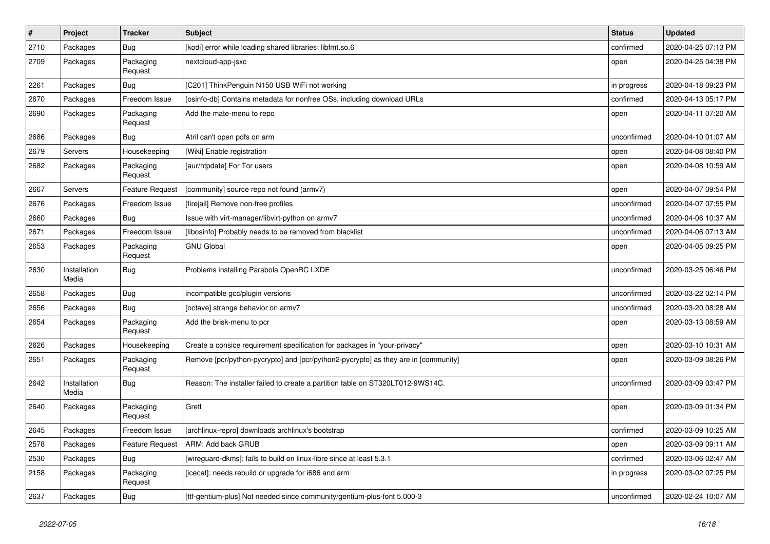| # | Project | Tracker | Subject | Status | Updated |
|---|---|---|---|---|---|
| 2710 | Packages | Bug | [kodi] error while loading shared libraries: libfmt.so.6 | confirmed | 2020-04-25 07:13 PM |
| 2709 | Packages | Packaging Request | nextcloud-app-jsxc | open | 2020-04-25 04:38 PM |
| 2261 | Packages | Bug | [C201] ThinkPenguin N150 USB WiFi not working | in progress | 2020-04-18 09:23 PM |
| 2670 | Packages | Freedom Issue | [osinfo-db] Contains metadata for nonfree OSs, including download URLs | confirmed | 2020-04-13 05:17 PM |
| 2690 | Packages | Packaging Request | Add the mate-menu to repo | open | 2020-04-11 07:20 AM |
| 2686 | Packages | Bug | Atril can't open pdfs on arm | unconfirmed | 2020-04-10 01:07 AM |
| 2679 | Servers | Housekeeping | [Wiki] Enable registration | open | 2020-04-08 08:40 PM |
| 2682 | Packages | Packaging Request | [aur/htpdate] For Tor users | open | 2020-04-08 10:59 AM |
| 2667 | Servers | Feature Request | [community] source repo not found (armv7) | open | 2020-04-07 09:54 PM |
| 2676 | Packages | Freedom Issue | [firejail] Remove non-free profiles | unconfirmed | 2020-04-07 07:55 PM |
| 2660 | Packages | Bug | Issue with virt-manager/libvirt-python on armv7 | unconfirmed | 2020-04-06 10:37 AM |
| 2671 | Packages | Freedom Issue | [libosinfo] Probably needs to be removed from blacklist | unconfirmed | 2020-04-06 07:13 AM |
| 2653 | Packages | Packaging Request | GNU Global | open | 2020-04-05 09:25 PM |
| 2630 | Installation Media | Bug | Problems installing Parabola OpenRC LXDE | unconfirmed | 2020-03-25 06:46 PM |
| 2658 | Packages | Bug | incompatible gcc/plugin versions | unconfirmed | 2020-03-22 02:14 PM |
| 2656 | Packages | Bug | [octave] strange behavior on armv7 | unconfirmed | 2020-03-20 08:28 AM |
| 2654 | Packages | Packaging Request | Add the brisk-menu to pcr | open | 2020-03-13 08:59 AM |
| 2626 | Packages | Housekeeping | Create a consice requirement specification for packages in "your-privacy" | open | 2020-03-10 10:31 AM |
| 2651 | Packages | Packaging Request | Remove [pcr/python-pycrypto] and [pcr/python2-pycrypto] as they are in [community] | open | 2020-03-09 08:26 PM |
| 2642 | Installation Media | Bug | Reason: The installer failed to create a partition table on ST320LT012-9WS14C. | unconfirmed | 2020-03-09 03:47 PM |
| 2640 | Packages | Packaging Request | Gretl | open | 2020-03-09 01:34 PM |
| 2645 | Packages | Freedom Issue | [archlinux-repro] downloads archlinux's bootstrap | confirmed | 2020-03-09 10:25 AM |
| 2578 | Packages | Feature Request | ARM: Add back GRUB | open | 2020-03-09 09:11 AM |
| 2530 | Packages | Bug | [wireguard-dkms]: fails to build on linux-libre since at least 5.3.1 | confirmed | 2020-03-06 02:47 AM |
| 2158 | Packages | Packaging Request | [icecat]: needs rebuild or upgrade for i686 and arm | in progress | 2020-03-02 07:25 PM |
| 2637 | Packages | Bug | [ttf-gentium-plus] Not needed since community/gentium-plus-font 5.000-3 | unconfirmed | 2020-02-24 10:07 AM |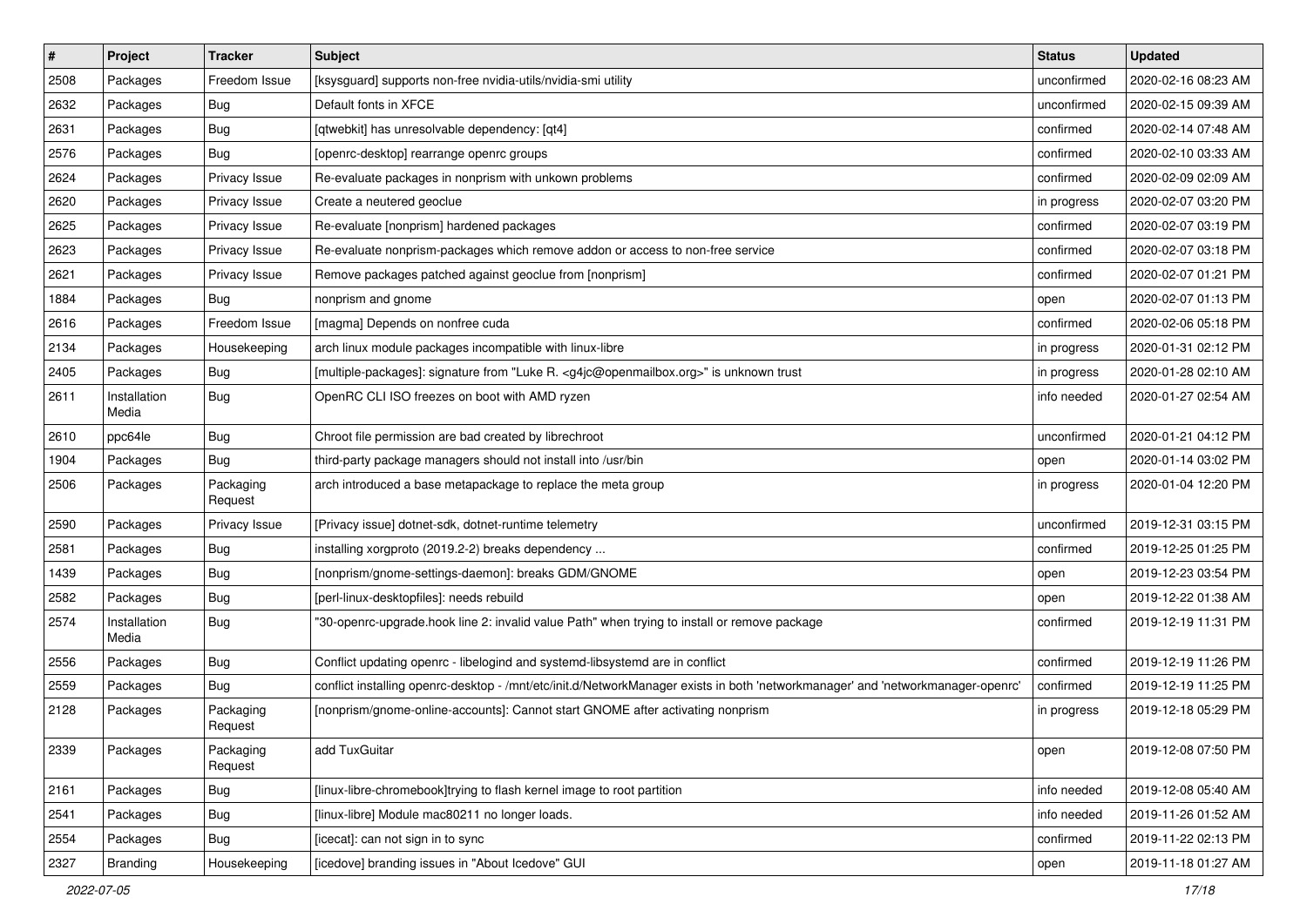| # | Project | Tracker | Subject | Status | Updated |
|---|---|---|---|---|---|
| 2508 | Packages | Freedom Issue | [ksysguard] supports non-free nvidia-utils/nvidia-smi utility | unconfirmed | 2020-02-16 08:23 AM |
| 2632 | Packages | Bug | Default fonts in XFCE | unconfirmed | 2020-02-15 09:39 AM |
| 2631 | Packages | Bug | [qtwebkit] has unresolvable dependency: [qt4] | confirmed | 2020-02-14 07:48 AM |
| 2576 | Packages | Bug | [openrc-desktop] rearrange openrc groups | confirmed | 2020-02-10 03:33 AM |
| 2624 | Packages | Privacy Issue | Re-evaluate packages in nonprism with unkown problems | confirmed | 2020-02-09 02:09 AM |
| 2620 | Packages | Privacy Issue | Create a neutered geoclue | in progress | 2020-02-07 03:20 PM |
| 2625 | Packages | Privacy Issue | Re-evaluate [nonprism] hardened packages | confirmed | 2020-02-07 03:19 PM |
| 2623 | Packages | Privacy Issue | Re-evaluate nonprism-packages which remove addon or access to non-free service | confirmed | 2020-02-07 03:18 PM |
| 2621 | Packages | Privacy Issue | Remove packages patched against geoclue from [nonprism] | confirmed | 2020-02-07 01:21 PM |
| 1884 | Packages | Bug | nonprism and gnome | open | 2020-02-07 01:13 PM |
| 2616 | Packages | Freedom Issue | [magma] Depends on nonfree cuda | confirmed | 2020-02-06 05:18 PM |
| 2134 | Packages | Housekeeping | arch linux module packages incompatible with linux-libre | in progress | 2020-01-31 02:12 PM |
| 2405 | Packages | Bug | [multiple-packages]: signature from "Luke R. <g4jc@openmailbox.org>" is unknown trust | in progress | 2020-01-28 02:10 AM |
| 2611 | Installation Media | Bug | OpenRC CLI ISO freezes on boot with AMD ryzen | info needed | 2020-01-27 02:54 AM |
| 2610 | ppc64le | Bug | Chroot file permission are bad created by librechroot | unconfirmed | 2020-01-21 04:12 PM |
| 1904 | Packages | Bug | third-party package managers should not install into /usr/bin | open | 2020-01-14 03:02 PM |
| 2506 | Packages | Packaging Request | arch introduced a base metapackage to replace the meta group | in progress | 2020-01-04 12:20 PM |
| 2590 | Packages | Privacy Issue | [Privacy issue] dotnet-sdk, dotnet-runtime telemetry | unconfirmed | 2019-12-31 03:15 PM |
| 2581 | Packages | Bug | installing xorgproto (2019.2-2) breaks dependency ... | confirmed | 2019-12-25 01:25 PM |
| 1439 | Packages | Bug | [nonprism/gnome-settings-daemon]: breaks GDM/GNOME | open | 2019-12-23 03:54 PM |
| 2582 | Packages | Bug | [perl-linux-desktopfiles]: needs rebuild | open | 2019-12-22 01:38 AM |
| 2574 | Installation Media | Bug | "30-openrc-upgrade.hook line 2: invalid value Path" when trying to install or remove package | confirmed | 2019-12-19 11:31 PM |
| 2556 | Packages | Bug | Conflict updating openrc - libelogind and systemd-libsystemd are in conflict | confirmed | 2019-12-19 11:26 PM |
| 2559 | Packages | Bug | conflict installing openrc-desktop - /mnt/etc/init.d/NetworkManager exists in both 'networkmanager' and 'networkmanager-openrc' | confirmed | 2019-12-19 11:25 PM |
| 2128 | Packages | Packaging Request | [nonprism/gnome-online-accounts]: Cannot start GNOME after activating nonprism | in progress | 2019-12-18 05:29 PM |
| 2339 | Packages | Packaging Request | add TuxGuitar | open | 2019-12-08 07:50 PM |
| 2161 | Packages | Bug | [linux-libre-chromebook]trying to flash kernel image to root partition | info needed | 2019-12-08 05:40 AM |
| 2541 | Packages | Bug | [linux-libre] Module mac80211 no longer loads. | info needed | 2019-11-26 01:52 AM |
| 2554 | Packages | Bug | [icecat]: can not sign in to sync | confirmed | 2019-11-22 02:13 PM |
| 2327 | Branding | Housekeeping | [icedove] branding issues in "About Icedove" GUI | open | 2019-11-18 01:27 AM |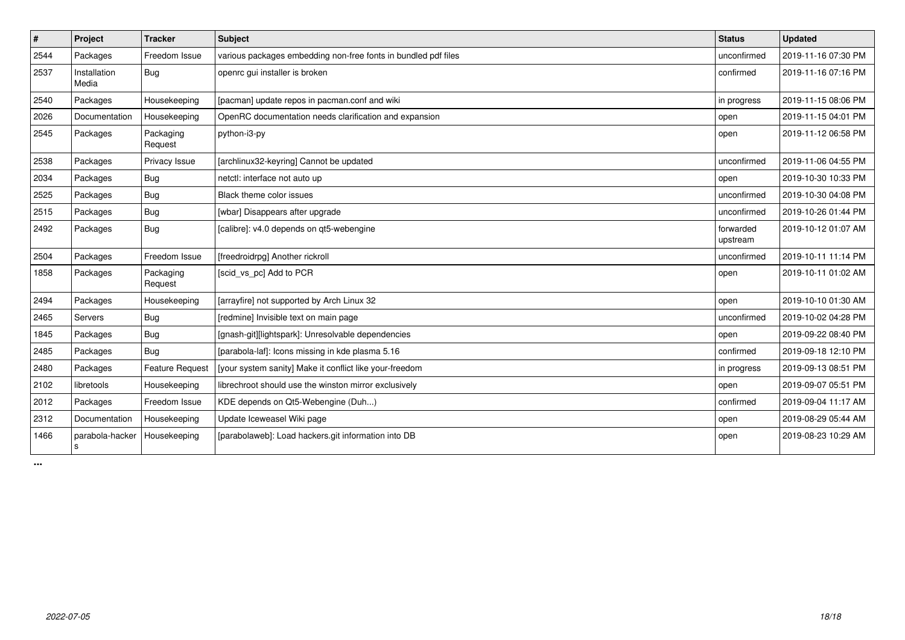| # | Project | Tracker | Subject | Status | Updated |
|---|---|---|---|---|---|
| 2544 | Packages | Freedom Issue | various packages embedding non-free fonts in bundled pdf files | unconfirmed | 2019-11-16 07:30 PM |
| 2537 | Installation Media | Bug | openrc gui installer is broken | confirmed | 2019-11-16 07:16 PM |
| 2540 | Packages | Housekeeping | [pacman] update repos in pacman.conf and wiki | in progress | 2019-11-15 08:06 PM |
| 2026 | Documentation | Housekeeping | OpenRC documentation needs clarification and expansion | open | 2019-11-15 04:01 PM |
| 2545 | Packages | Packaging Request | python-i3-py | open | 2019-11-12 06:58 PM |
| 2538 | Packages | Privacy Issue | [archlinux32-keyring] Cannot be updated | unconfirmed | 2019-11-06 04:55 PM |
| 2034 | Packages | Bug | netctl: interface not auto up | open | 2019-10-30 10:33 PM |
| 2525 | Packages | Bug | Black theme color issues | unconfirmed | 2019-10-30 04:08 PM |
| 2515 | Packages | Bug | [wbar] Disappears after upgrade | unconfirmed | 2019-10-26 01:44 PM |
| 2492 | Packages | Bug | [calibre]: v4.0 depends on qt5-webengine | forwarded upstream | 2019-10-12 01:07 AM |
| 2504 | Packages | Freedom Issue | [freedroidrpg] Another rickroll | unconfirmed | 2019-10-11 11:14 PM |
| 1858 | Packages | Packaging Request | [scid_vs_pc] Add to PCR | open | 2019-10-11 01:02 AM |
| 2494 | Packages | Housekeeping | [arrayfire] not supported by Arch Linux 32 | open | 2019-10-10 01:30 AM |
| 2465 | Servers | Bug | [redmine] Invisible text on main page | unconfirmed | 2019-10-02 04:28 PM |
| 1845 | Packages | Bug | [gnash-git][lightspark]: Unresolvable dependencies | open | 2019-09-22 08:40 PM |
| 2485 | Packages | Bug | [parabola-laf]: Icons missing in kde plasma 5.16 | confirmed | 2019-09-18 12:10 PM |
| 2480 | Packages | Feature Request | [your system sanity] Make it conflict like your-freedom | in progress | 2019-09-13 08:51 PM |
| 2102 | libretools | Housekeeping | librechroot should use the winston mirror exclusively | open | 2019-09-07 05:51 PM |
| 2012 | Packages | Freedom Issue | KDE depends on Qt5-Webengine (Duh...) | confirmed | 2019-09-04 11:17 AM |
| 2312 | Documentation | Housekeeping | Update Iceweasel Wiki page | open | 2019-08-29 05:44 AM |
| 1466 | parabola-hackers | Housekeeping | [parabolaweb]: Load hackers.git information into DB | open | 2019-08-23 10:29 AM |

...